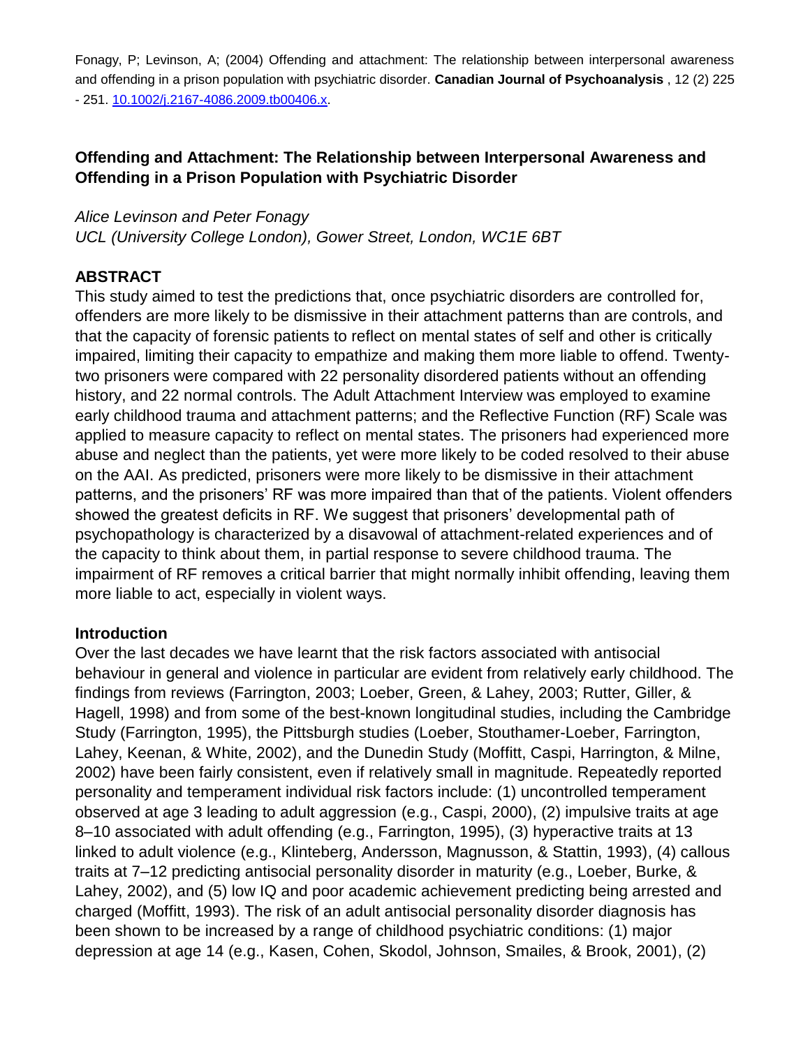Fonagy, P; Levinson, A; (2004) Offending and attachment: The relationship between interpersonal awareness and offending in a prison population with psychiatric disorder. **Canadian Journal of Psychoanalysis** , 12 (2) 225 - 251. [10.1002/j.2167-4086.2009.tb00406.x](10.1002/j.2167-4086.2009.tb00406.x).

## Offending and Attachment: The Relationship between Interpersonal Awareness and Offending in a Prison Population with Psychiatric Disorder

*Alice Levinson and Peter Fonagy*
*UCL (University College London), Gower Street, London, WC1E 6BT*

### ABSTRACT

This study aimed to test the predictions that, once psychiatric disorders are controlled for, offenders are more likely to be dismissive in their attachment patterns than are controls, and that the capacity of forensic patients to reflect on mental states of self and other is critically impaired, limiting their capacity to empathize and making them more liable to offend. Twenty-two prisoners were compared with 22 personality disordered patients without an offending history, and 22 normal controls. The Adult Attachment Interview was employed to examine early childhood trauma and attachment patterns; and the Reflective Function (RF) Scale was applied to measure capacity to reflect on mental states. The prisoners had experienced more abuse and neglect than the patients, yet were more likely to be coded resolved to their abuse on the AAI. As predicted, prisoners were more likely to be dismissive in their attachment patterns, and the prisoners' RF was more impaired than that of the patients. Violent offenders showed the greatest deficits in RF. We suggest that prisoners' developmental path of psychopathology is characterized by a disavowal of attachment-related experiences and of the capacity to think about them, in partial response to severe childhood trauma. The impairment of RF removes a critical barrier that might normally inhibit offending, leaving them more liable to act, especially in violent ways.

### Introduction

Over the last decades we have learnt that the risk factors associated with antisocial behaviour in general and violence in particular are evident from relatively early childhood. The findings from reviews (Farrington, 2003; Loeber, Green, & Lahey, 2003; Rutter, Giller, & Hagell, 1998) and from some of the best-known longitudinal studies, including the Cambridge Study (Farrington, 1995), the Pittsburgh studies (Loeber, Stouthamer-Loeber, Farrington, Lahey, Keenan, & White, 2002), and the Dunedin Study (Moffitt, Caspi, Harrington, & Milne, 2002) have been fairly consistent, even if relatively small in magnitude. Repeatedly reported personality and temperament individual risk factors include: (1) uncontrolled temperament observed at age 3 leading to adult aggression (e.g., Caspi, 2000), (2) impulsive traits at age 8–10 associated with adult offending (e.g., Farrington, 1995), (3) hyperactive traits at 13 linked to adult violence (e.g., Klinteberg, Andersson, Magnusson, & Stattin, 1993), (4) callous traits at 7–12 predicting antisocial personality disorder in maturity (e.g., Loeber, Burke, & Lahey, 2002), and (5) low IQ and poor academic achievement predicting being arrested and charged (Moffitt, 1993). The risk of an adult antisocial personality disorder diagnosis has been shown to be increased by a range of childhood psychiatric conditions: (1) major depression at age 14 (e.g., Kasen, Cohen, Skodol, Johnson, Smailes, & Brook, 2001), (2)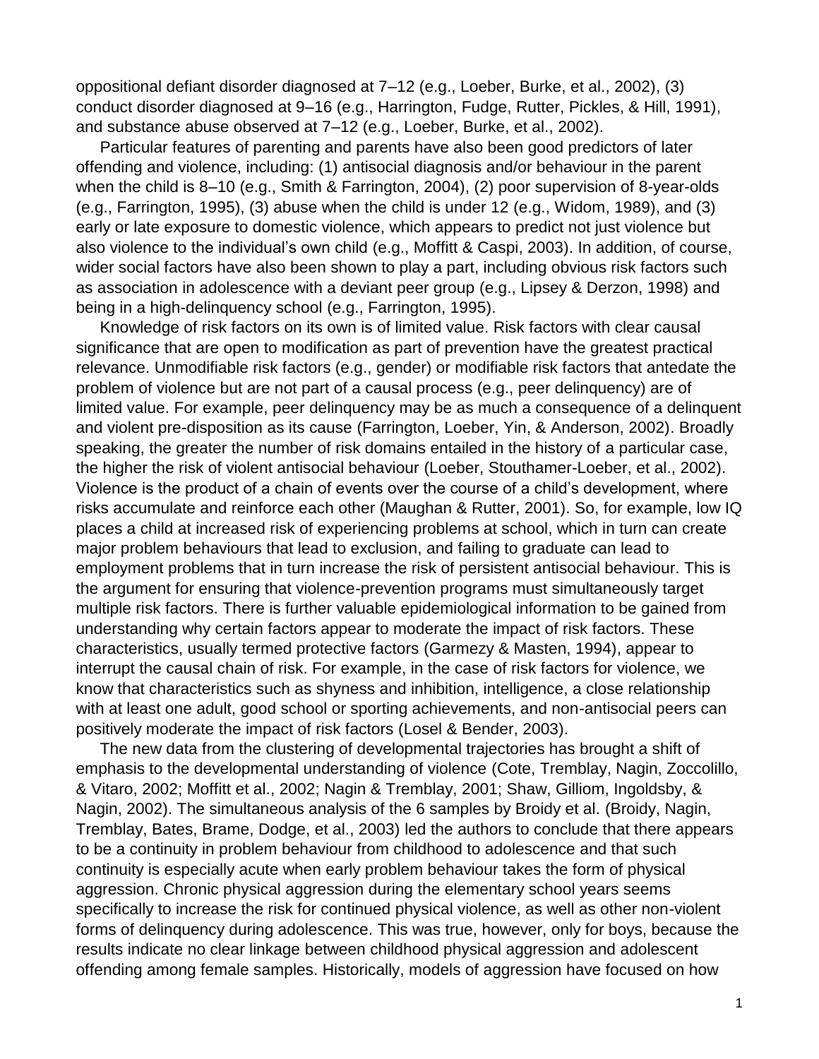oppositional defiant disorder diagnosed at 7–12 (e.g., Loeber, Burke, et al., 2002), (3) conduct disorder diagnosed at 9–16 (e.g., Harrington, Fudge, Rutter, Pickles, & Hill, 1991), and substance abuse observed at 7–12 (e.g., Loeber, Burke, et al., 2002).

Particular features of parenting and parents have also been good predictors of later offending and violence, including: (1) antisocial diagnosis and/or behaviour in the parent when the child is 8–10 (e.g., Smith & Farrington, 2004), (2) poor supervision of 8-year-olds (e.g., Farrington, 1995), (3) abuse when the child is under 12 (e.g., Widom, 1989), and (3) early or late exposure to domestic violence, which appears to predict not just violence but also violence to the individual's own child (e.g., Moffitt & Caspi, 2003). In addition, of course, wider social factors have also been shown to play a part, including obvious risk factors such as association in adolescence with a deviant peer group (e.g., Lipsey & Derzon, 1998) and being in a high-delinquency school (e.g., Farrington, 1995).

Knowledge of risk factors on its own is of limited value. Risk factors with clear causal significance that are open to modification as part of prevention have the greatest practical relevance. Unmodifiable risk factors (e.g., gender) or modifiable risk factors that antedate the problem of violence but are not part of a causal process (e.g., peer delinquency) are of limited value. For example, peer delinquency may be as much a consequence of a delinquent and violent pre-disposition as its cause (Farrington, Loeber, Yin, & Anderson, 2002). Broadly speaking, the greater the number of risk domains entailed in the history of a particular case, the higher the risk of violent antisocial behaviour (Loeber, Stouthamer-Loeber, et al., 2002). Violence is the product of a chain of events over the course of a child's development, where risks accumulate and reinforce each other (Maughan & Rutter, 2001). So, for example, low IQ places a child at increased risk of experiencing problems at school, which in turn can create major problem behaviours that lead to exclusion, and failing to graduate can lead to employment problems that in turn increase the risk of persistent antisocial behaviour. This is the argument for ensuring that violence-prevention programs must simultaneously target multiple risk factors. There is further valuable epidemiological information to be gained from understanding why certain factors appear to moderate the impact of risk factors. These characteristics, usually termed protective factors (Garmezy & Masten, 1994), appear to interrupt the causal chain of risk. For example, in the case of risk factors for violence, we know that characteristics such as shyness and inhibition, intelligence, a close relationship with at least one adult, good school or sporting achievements, and non-antisocial peers can positively moderate the impact of risk factors (Losel & Bender, 2003).

The new data from the clustering of developmental trajectories has brought a shift of emphasis to the developmental understanding of violence (Cote, Tremblay, Nagin, Zoccolillo, & Vitaro, 2002; Moffitt et al., 2002; Nagin & Tremblay, 2001; Shaw, Gilliom, Ingoldsby, & Nagin, 2002). The simultaneous analysis of the 6 samples by Broidy et al. (Broidy, Nagin, Tremblay, Bates, Brame, Dodge, et al., 2003) led the authors to conclude that there appears to be a continuity in problem behaviour from childhood to adolescence and that such continuity is especially acute when early problem behaviour takes the form of physical aggression. Chronic physical aggression during the elementary school years seems specifically to increase the risk for continued physical violence, as well as other non-violent forms of delinquency during adolescence. This was true, however, only for boys, because the results indicate no clear linkage between childhood physical aggression and adolescent offending among female samples. Historically, models of aggression have focused on how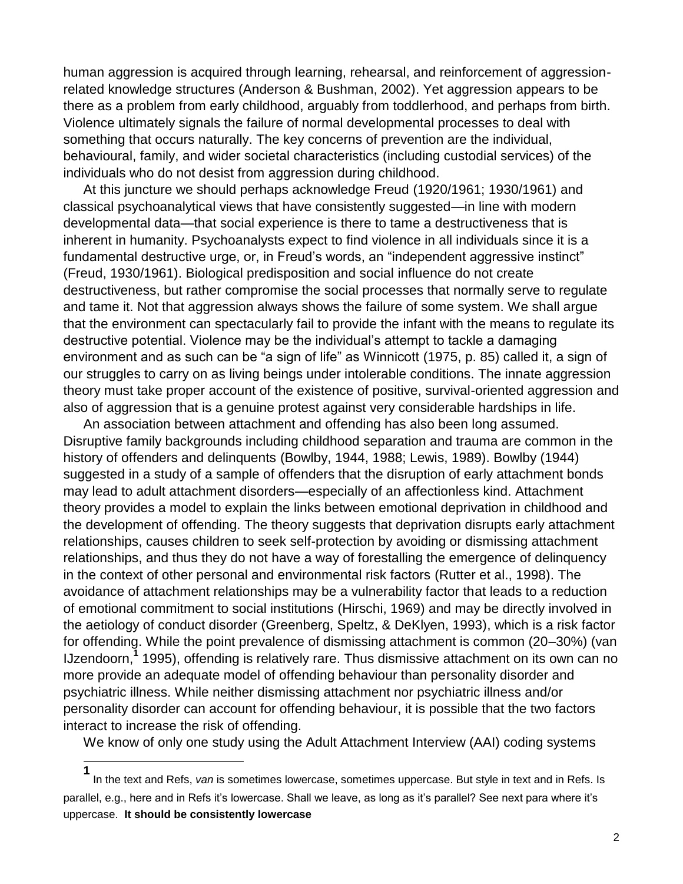human aggression is acquired through learning, rehearsal, and reinforcement of aggression-related knowledge structures (Anderson & Bushman, 2002). Yet aggression appears to be there as a problem from early childhood, arguably from toddlerhood, and perhaps from birth. Violence ultimately signals the failure of normal developmental processes to deal with something that occurs naturally. The key concerns of prevention are the individual, behavioural, family, and wider societal characteristics (including custodial services) of the individuals who do not desist from aggression during childhood.

At this juncture we should perhaps acknowledge Freud (1920/1961; 1930/1961) and classical psychoanalytical views that have consistently suggested—in line with modern developmental data—that social experience is there to tame a destructiveness that is inherent in humanity. Psychoanalysts expect to find violence in all individuals since it is a fundamental destructive urge, or, in Freud's words, an "independent aggressive instinct" (Freud, 1930/1961). Biological predisposition and social influence do not create destructiveness, but rather compromise the social processes that normally serve to regulate and tame it. Not that aggression always shows the failure of some system. We shall argue that the environment can spectacularly fail to provide the infant with the means to regulate its destructive potential. Violence may be the individual's attempt to tackle a damaging environment and as such can be "a sign of life" as Winnicott (1975, p. 85) called it, a sign of our struggles to carry on as living beings under intolerable conditions. The innate aggression theory must take proper account of the existence of positive, survival-oriented aggression and also of aggression that is a genuine protest against very considerable hardships in life.

An association between attachment and offending has also been long assumed. Disruptive family backgrounds including childhood separation and trauma are common in the history of offenders and delinquents (Bowlby, 1944, 1988; Lewis, 1989). Bowlby (1944) suggested in a study of a sample of offenders that the disruption of early attachment bonds may lead to adult attachment disorders—especially of an affectionless kind. Attachment theory provides a model to explain the links between emotional deprivation in childhood and the development of offending. The theory suggests that deprivation disrupts early attachment relationships, causes children to seek self-protection by avoiding or dismissing attachment relationships, and thus they do not have a way of forestalling the emergence of delinquency in the context of other personal and environmental risk factors (Rutter et al., 1998). The avoidance of attachment relationships may be a vulnerability factor that leads to a reduction of emotional commitment to social institutions (Hirschi, 1969) and may be directly involved in the aetiology of conduct disorder (Greenberg, Speltz, & DeKlyen, 1993), which is a risk factor for offending. While the point prevalence of dismissing attachment is common (20–30%) (van IJzendoorn,[1] 1995), offending is relatively rare. Thus dismissive attachment on its own can no more provide an adequate model of offending behaviour than personality disorder and psychiatric illness. While neither dismissing attachment nor psychiatric illness and/or personality disorder can account for offending behaviour, it is possible that the two factors interact to increase the risk of offending.

We know of only one study using the Adult Attachment Interview (AAI) coding systems

---

[1] In the text and Refs, *van* is sometimes lowercase, sometimes uppercase. But style in text and in Refs. Is parallel, e.g., here and in Refs it's lowercase. Shall we leave, as long as it's parallel? See next para where it's uppercase. **It should be consistently lowercase**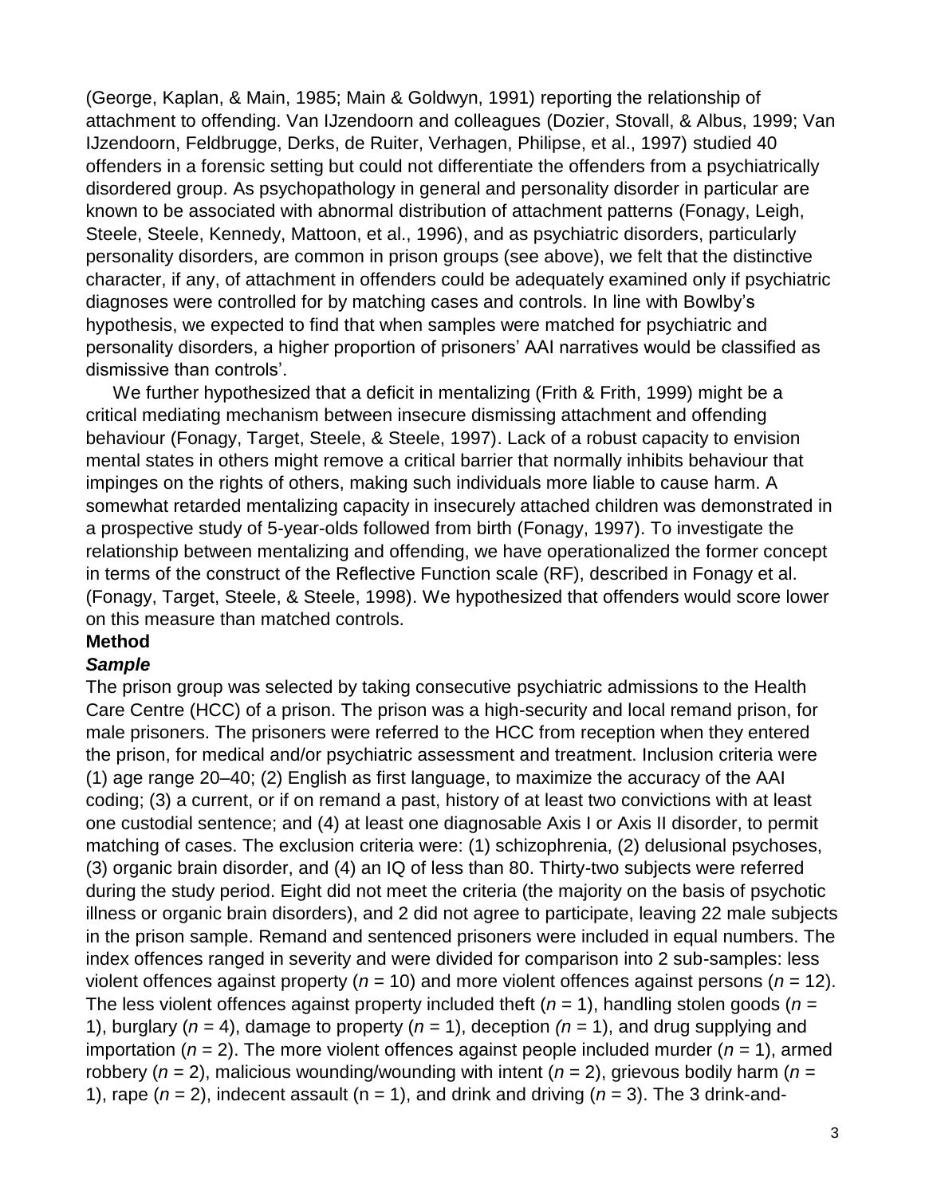(George, Kaplan, & Main, 1985; Main & Goldwyn, 1991) reporting the relationship of attachment to offending. Van IJzendoorn and colleagues (Dozier, Stovall, & Albus, 1999; Van IJzendoorn, Feldbrugge, Derks, de Ruiter, Verhagen, Philipse, et al., 1997) studied 40 offenders in a forensic setting but could not differentiate the offenders from a psychiatrically disordered group. As psychopathology in general and personality disorder in particular are known to be associated with abnormal distribution of attachment patterns (Fonagy, Leigh, Steele, Steele, Kennedy, Mattoon, et al., 1996), and as psychiatric disorders, particularly personality disorders, are common in prison groups (see above), we felt that the distinctive character, if any, of attachment in offenders could be adequately examined only if psychiatric diagnoses were controlled for by matching cases and controls. In line with Bowlby's hypothesis, we expected to find that when samples were matched for psychiatric and personality disorders, a higher proportion of prisoners' AAI narratives would be classified as dismissive than controls'.

We further hypothesized that a deficit in mentalizing (Frith & Frith, 1999) might be a critical mediating mechanism between insecure dismissing attachment and offending behaviour (Fonagy, Target, Steele, & Steele, 1997). Lack of a robust capacity to envision mental states in others might remove a critical barrier that normally inhibits behaviour that impinges on the rights of others, making such individuals more liable to cause harm. A somewhat retarded mentalizing capacity in insecurely attached children was demonstrated in a prospective study of 5-year-olds followed from birth (Fonagy, 1997). To investigate the relationship between mentalizing and offending, we have operationalized the former concept in terms of the construct of the Reflective Function scale (RF), described in Fonagy et al. (Fonagy, Target, Steele, & Steele, 1998). We hypothesized that offenders would score lower on this measure than matched controls.

## Method

### *Sample*

The prison group was selected by taking consecutive psychiatric admissions to the Health Care Centre (HCC) of a prison. The prison was a high-security and local remand prison, for male prisoners. The prisoners were referred to the HCC from reception when they entered the prison, for medical and/or psychiatric assessment and treatment. Inclusion criteria were (1) age range 20–40; (2) English as first language, to maximize the accuracy of the AAI coding; (3) a current, or if on remand a past, history of at least two convictions with at least one custodial sentence; and (4) at least one diagnosable Axis I or Axis II disorder, to permit matching of cases. The exclusion criteria were: (1) schizophrenia, (2) delusional psychoses, (3) organic brain disorder, and (4) an IQ of less than 80. Thirty-two subjects were referred during the study period. Eight did not meet the criteria (the majority on the basis of psychotic illness or organic brain disorders), and 2 did not agree to participate, leaving 22 male subjects in the prison sample. Remand and sentenced prisoners were included in equal numbers. The index offences ranged in severity and were divided for comparison into 2 sub-samples: less violent offences against property ($n$ = 10) and more violent offences against persons ($n$ = 12). The less violent offences against property included theft ($n$ = 1), handling stolen goods ($n$ = 1), burglary ($n$ = 4), damage to property ($n$ = 1), deception ($n$ = 1), and drug supplying and importation ($n$ = 2). The more violent offences against people included murder ($n$ = 1), armed robbery ($n$ = 2), malicious wounding/wounding with intent ($n$ = 2), grievous bodily harm ($n$ = 1), rape ($n$ = 2), indecent assault (n = 1), and drink and driving ($n$ = 3). The 3 drink-and-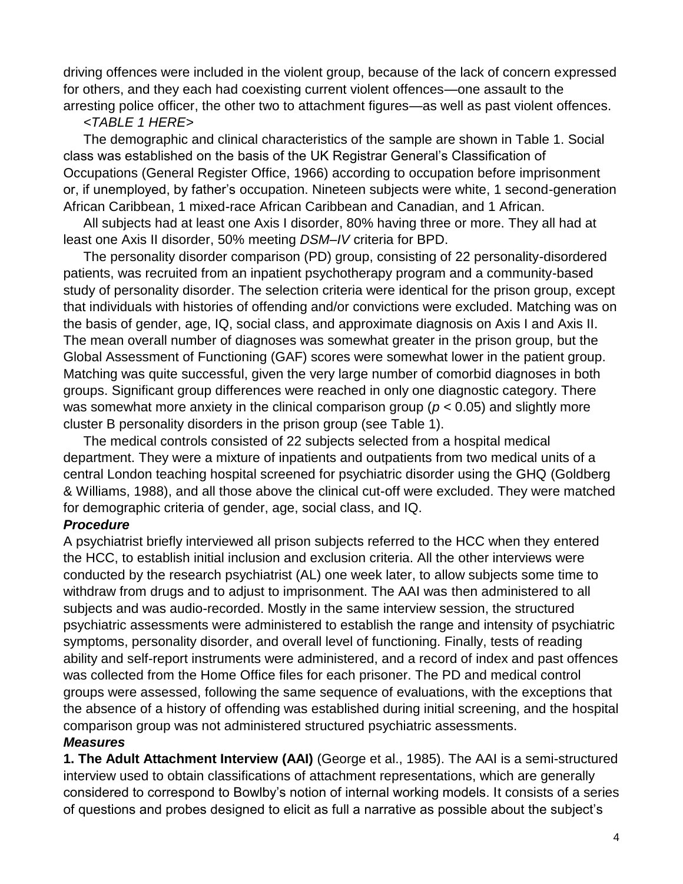driving offences were included in the violent group, because of the lack of concern expressed for others, and they each had coexisting current violent offences—one assault to the arresting police officer, the other two to attachment figures—as well as past violent offences.

<*TABLE 1 HERE*>

The demographic and clinical characteristics of the sample are shown in Table 1. Social class was established on the basis of the UK Registrar General's Classification of Occupations (General Register Office, 1966) according to occupation before imprisonment or, if unemployed, by father's occupation. Nineteen subjects were white, 1 second-generation African Caribbean, 1 mixed-race African Caribbean and Canadian, and 1 African.

All subjects had at least one Axis I disorder, 80% having three or more. They all had at least one Axis II disorder, 50% meeting *DSM–IV* criteria for BPD.

The personality disorder comparison (PD) group, consisting of 22 personality-disordered patients, was recruited from an inpatient psychotherapy program and a community-based study of personality disorder. The selection criteria were identical for the prison group, except that individuals with histories of offending and/or convictions were excluded. Matching was on the basis of gender, age, IQ, social class, and approximate diagnosis on Axis I and Axis II. The mean overall number of diagnoses was somewhat greater in the prison group, but the Global Assessment of Functioning (GAF) scores were somewhat lower in the patient group. Matching was quite successful, given the very large number of comorbid diagnoses in both groups. Significant group differences were reached in only one diagnostic category. There was somewhat more anxiety in the clinical comparison group ($p < 0.05$) and slightly more cluster B personality disorders in the prison group (see Table 1).

The medical controls consisted of 22 subjects selected from a hospital medical department. They were a mixture of inpatients and outpatients from two medical units of a central London teaching hospital screened for psychiatric disorder using the GHQ (Goldberg & Williams, 1988), and all those above the clinical cut-off were excluded. They were matched for demographic criteria of gender, age, social class, and IQ.

### *Procedure*

A psychiatrist briefly interviewed all prison subjects referred to the HCC when they entered the HCC, to establish initial inclusion and exclusion criteria. All the other interviews were conducted by the research psychiatrist (AL) one week later, to allow subjects some time to withdraw from drugs and to adjust to imprisonment. The AAI was then administered to all subjects and was audio-recorded. Mostly in the same interview session, the structured psychiatric assessments were administered to establish the range and intensity of psychiatric symptoms, personality disorder, and overall level of functioning. Finally, tests of reading ability and self-report instruments were administered, and a record of index and past offences was collected from the Home Office files for each prisoner. The PD and medical control groups were assessed, following the same sequence of evaluations, with the exceptions that the absence of a history of offending was established during initial screening, and the hospital comparison group was not administered structured psychiatric assessments.

### *Measures*

**1. The Adult Attachment Interview (AAI)** (George et al., 1985). The AAI is a semi-structured interview used to obtain classifications of attachment representations, which are generally considered to correspond to Bowlby's notion of internal working models. It consists of a series of questions and probes designed to elicit as full a narrative as possible about the subject's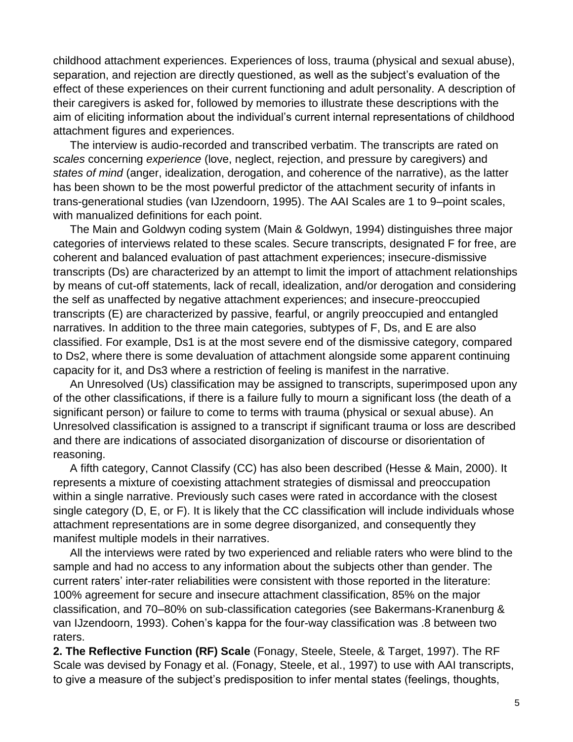childhood attachment experiences. Experiences of loss, trauma (physical and sexual abuse), separation, and rejection are directly questioned, as well as the subject's evaluation of the effect of these experiences on their current functioning and adult personality. A description of their caregivers is asked for, followed by memories to illustrate these descriptions with the aim of eliciting information about the individual's current internal representations of childhood attachment figures and experiences.

The interview is audio-recorded and transcribed verbatim. The transcripts are rated on *scales* concerning *experience* (love, neglect, rejection, and pressure by caregivers) and *states of mind* (anger, idealization, derogation, and coherence of the narrative), as the latter has been shown to be the most powerful predictor of the attachment security of infants in trans-generational studies (van IJzendoorn, 1995). The AAI Scales are 1 to 9–point scales, with manualized definitions for each point.

The Main and Goldwyn coding system (Main & Goldwyn, 1994) distinguishes three major categories of interviews related to these scales. Secure transcripts, designated F for free, are coherent and balanced evaluation of past attachment experiences; insecure-dismissive transcripts (Ds) are characterized by an attempt to limit the import of attachment relationships by means of cut-off statements, lack of recall, idealization, and/or derogation and considering the self as unaffected by negative attachment experiences; and insecure-preoccupied transcripts (E) are characterized by passive, fearful, or angrily preoccupied and entangled narratives. In addition to the three main categories, subtypes of F, Ds, and E are also classified. For example, Ds1 is at the most severe end of the dismissive category, compared to Ds2, where there is some devaluation of attachment alongside some apparent continuing capacity for it, and Ds3 where a restriction of feeling is manifest in the narrative.

An Unresolved (Us) classification may be assigned to transcripts, superimposed upon any of the other classifications, if there is a failure fully to mourn a significant loss (the death of a significant person) or failure to come to terms with trauma (physical or sexual abuse). An Unresolved classification is assigned to a transcript if significant trauma or loss are described and there are indications of associated disorganization of discourse or disorientation of reasoning.

A fifth category, Cannot Classify (CC) has also been described (Hesse & Main, 2000). It represents a mixture of coexisting attachment strategies of dismissal and preoccupation within a single narrative. Previously such cases were rated in accordance with the closest single category (D, E, or F). It is likely that the CC classification will include individuals whose attachment representations are in some degree disorganized, and consequently they manifest multiple models in their narratives.

All the interviews were rated by two experienced and reliable raters who were blind to the sample and had no access to any information about the subjects other than gender. The current raters' inter-rater reliabilities were consistent with those reported in the literature: 100% agreement for secure and insecure attachment classification, 85% on the major classification, and 70–80% on sub-classification categories (see Bakermans-Kranenburg & van IJzendoorn, 1993). Cohen's kappa for the four-way classification was .8 between two raters.

**2. The Reflective Function (RF) Scale** (Fonagy, Steele, Steele, & Target, 1997). The RF Scale was devised by Fonagy et al. (Fonagy, Steele, et al., 1997) to use with AAI transcripts, to give a measure of the subject's predisposition to infer mental states (feelings, thoughts,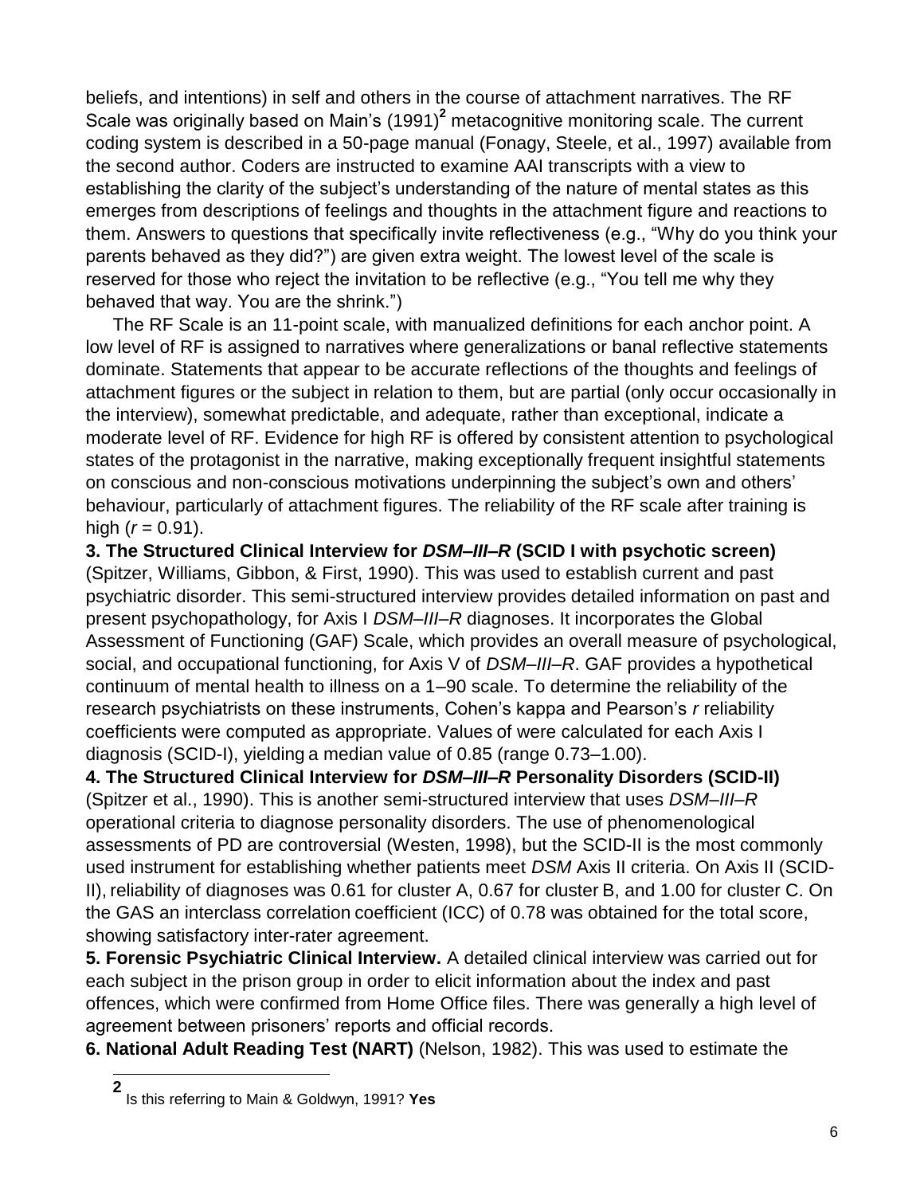beliefs, and intentions) in self and others in the course of attachment narratives. The RF Scale was originally based on Main's (1991)[2] metacognitive monitoring scale. The current coding system is described in a 50-page manual (Fonagy, Steele, et al., 1997) available from the second author. Coders are instructed to examine AAI transcripts with a view to establishing the clarity of the subject's understanding of the nature of mental states as this emerges from descriptions of feelings and thoughts in the attachment figure and reactions to them. Answers to questions that specifically invite reflectiveness (e.g., "Why do you think your parents behaved as they did?") are given extra weight. The lowest level of the scale is reserved for those who reject the invitation to be reflective (e.g., "You tell me why they behaved that way. You are the shrink.")

The RF Scale is an 11-point scale, with manualized definitions for each anchor point. A low level of RF is assigned to narratives where generalizations or banal reflective statements dominate. Statements that appear to be accurate reflections of the thoughts and feelings of attachment figures or the subject in relation to them, but are partial (only occur occasionally in the interview), somewhat predictable, and adequate, rather than exceptional, indicate a moderate level of RF. Evidence for high RF is offered by consistent attention to psychological states of the protagonist in the narrative, making exceptionally frequent insightful statements on conscious and non-conscious motivations underpinning the subject's own and others' behaviour, particularly of attachment figures. The reliability of the RF scale after training is high ($r = 0.91$).

**3. The Structured Clinical Interview for *DSM–III–R* (SCID I with psychotic screen)** (Spitzer, Williams, Gibbon, & First, 1990). This was used to establish current and past psychiatric disorder. This semi-structured interview provides detailed information on past and present psychopathology, for Axis I *DSM–III–R* diagnoses. It incorporates the Global Assessment of Functioning (GAF) Scale, which provides an overall measure of psychological, social, and occupational functioning, for Axis V of *DSM–III–R*. GAF provides a hypothetical continuum of mental health to illness on a 1–90 scale. To determine the reliability of the research psychiatrists on these instruments, Cohen's kappa and Pearson's *r* reliability coefficients were computed as appropriate. Values of were calculated for each Axis I diagnosis (SCID-I), yielding a median value of 0.85 (range 0.73–1.00).

**4. The Structured Clinical Interview for *DSM–III–R* Personality Disorders (SCID-II)** (Spitzer et al., 1990). This is another semi-structured interview that uses *DSM–III–R* operational criteria to diagnose personality disorders. The use of phenomenological assessments of PD are controversial (Westen, 1998), but the SCID-II is the most commonly used instrument for establishing whether patients meet *DSM* Axis II criteria. On Axis II (SCID-II), reliability of diagnoses was 0.61 for cluster A, 0.67 for cluster B, and 1.00 for cluster C. On the GAS an interclass correlation coefficient (ICC) of 0.78 was obtained for the total score, showing satisfactory inter-rater agreement.

**5. Forensic Psychiatric Clinical Interview.** A detailed clinical interview was carried out for each subject in the prison group in order to elicit information about the index and past offences, which were confirmed from Home Office files. There was generally a high level of agreement between prisoners' reports and official records.

**6. National Adult Reading Test (NART)** (Nelson, 1982). This was used to estimate the

---

[2] Is this referring to Main & Goldwyn, 1991? **Yes**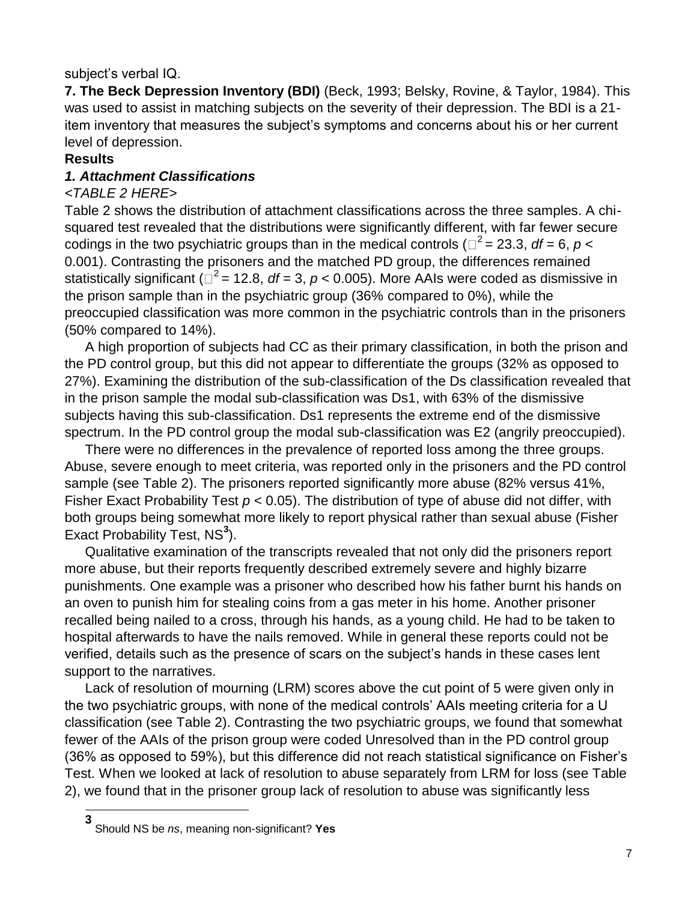subject's verbal IQ.

**7. The Beck Depression Inventory (BDI)** (Beck, 1993; Belsky, Rovine, & Taylor, 1984). This was used to assist in matching subjects on the severity of their depression. The BDI is a 21-item inventory that measures the subject's symptoms and concerns about his or her current level of depression.

**Results**

***1. Attachment Classifications***

*<TABLE 2 HERE>*

Table 2 shows the distribution of attachment classifications across the three samples. A chi-squared test revealed that the distributions were significantly different, with far fewer secure codings in the two psychiatric groups than in the medical controls ($\chi^2 = 23.3$, $df = 6$, $p < 0.001$). Contrasting the prisoners and the matched PD group, the differences remained statistically significant ($\chi^2 = 12.8$, $df = 3$, $p < 0.005$). More AAIs were coded as dismissive in the prison sample than in the psychiatric group (36% compared to 0%), while the preoccupied classification was more common in the psychiatric controls than in the prisoners (50% compared to 14%).

A high proportion of subjects had CC as their primary classification, in both the prison and the PD control group, but this did not appear to differentiate the groups (32% as opposed to 27%). Examining the distribution of the sub-classification of the Ds classification revealed that in the prison sample the modal sub-classification was Ds1, with 63% of the dismissive subjects having this sub-classification. Ds1 represents the extreme end of the dismissive spectrum. In the PD control group the modal sub-classification was E2 (angrily preoccupied).

There were no differences in the prevalence of reported loss among the three groups. Abuse, severe enough to meet criteria, was reported only in the prisoners and the PD control sample (see Table 2). The prisoners reported significantly more abuse (82% versus 41%, Fisher Exact Probability Test $p < 0.05$). The distribution of type of abuse did not differ, with both groups being somewhat more likely to report physical rather than sexual abuse (Fisher Exact Probability Test, NS[3]).

Qualitative examination of the transcripts revealed that not only did the prisoners report more abuse, but their reports frequently described extremely severe and highly bizarre punishments. One example was a prisoner who described how his father burnt his hands on an oven to punish him for stealing coins from a gas meter in his home. Another prisoner recalled being nailed to a cross, through his hands, as a young child. He had to be taken to hospital afterwards to have the nails removed. While in general these reports could not be verified, details such as the presence of scars on the subject's hands in these cases lent support to the narratives.

Lack of resolution of mourning (LRM) scores above the cut point of 5 were given only in the two psychiatric groups, with none of the medical controls' AAIs meeting criteria for a U classification (see Table 2). Contrasting the two psychiatric groups, we found that somewhat fewer of the AAIs of the prison group were coded Unresolved than in the PD control group (36% as opposed to 59%), but this difference did not reach statistical significance on Fisher's Test. When we looked at lack of resolution to abuse separately from LRM for loss (see Table 2), we found that in the prisoner group lack of resolution to abuse was significantly less

---

[3] Should NS be *ns*, meaning non-significant? **Yes**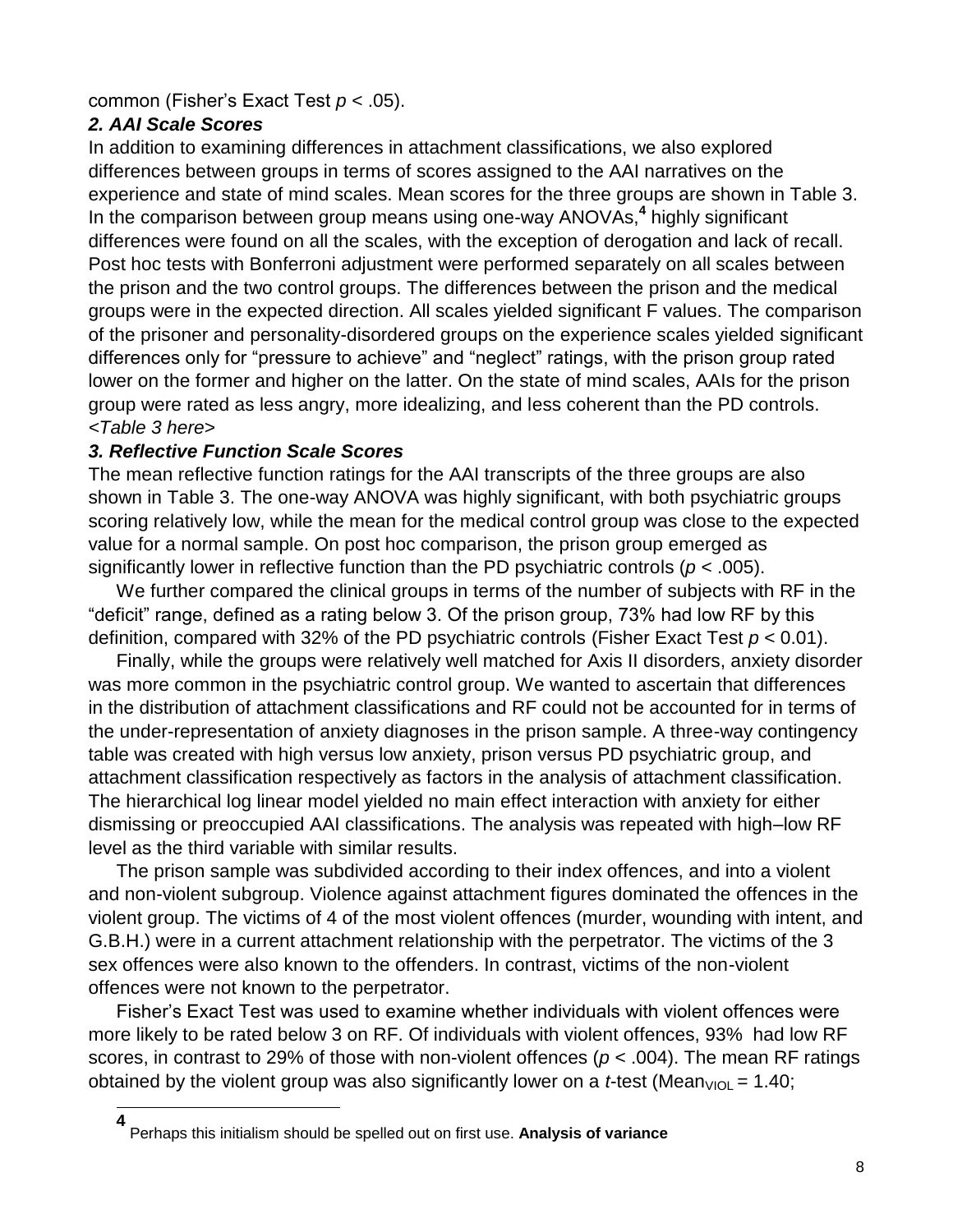common (Fisher's Exact Test $p < .05$).

### *2. AAI Scale Scores*

In addition to examining differences in attachment classifications, we also explored differences between groups in terms of scores assigned to the AAI narratives on the experience and state of mind scales. Mean scores for the three groups are shown in Table 3. In the comparison between group means using one-way ANOVAs,[4] highly significant differences were found on all the scales, with the exception of derogation and lack of recall. Post hoc tests with Bonferroni adjustment were performed separately on all scales between the prison and the two control groups. The differences between the prison and the medical groups were in the expected direction. All scales yielded significant F values. The comparison of the prisoner and personality-disordered groups on the experience scales yielded significant differences only for "pressure to achieve" and "neglect" ratings, with the prison group rated lower on the former and higher on the latter. On the state of mind scales, AAIs for the prison group were rated as less angry, more idealizing, and less coherent than the PD controls. *<Table 3 here>*

### *3. Reflective Function Scale Scores*

The mean reflective function ratings for the AAI transcripts of the three groups are also shown in Table 3. The one-way ANOVA was highly significant, with both psychiatric groups scoring relatively low, while the mean for the medical control group was close to the expected value for a normal sample. On post hoc comparison, the prison group emerged as significantly lower in reflective function than the PD psychiatric controls ($p < .005$).

We further compared the clinical groups in terms of the number of subjects with RF in the "deficit" range, defined as a rating below 3. Of the prison group, 73% had low RF by this definition, compared with 32% of the PD psychiatric controls (Fisher Exact Test $p < 0.01$).

Finally, while the groups were relatively well matched for Axis II disorders, anxiety disorder was more common in the psychiatric control group. We wanted to ascertain that differences in the distribution of attachment classifications and RF could not be accounted for in terms of the under-representation of anxiety diagnoses in the prison sample. A three-way contingency table was created with high versus low anxiety, prison versus PD psychiatric group, and attachment classification respectively as factors in the analysis of attachment classification. The hierarchical log linear model yielded no main effect interaction with anxiety for either dismissing or preoccupied AAI classifications. The analysis was repeated with high–low RF level as the third variable with similar results.

The prison sample was subdivided according to their index offences, and into a violent and non-violent subgroup. Violence against attachment figures dominated the offences in the violent group. The victims of 4 of the most violent offences (murder, wounding with intent, and G.B.H.) were in a current attachment relationship with the perpetrator. The victims of the 3 sex offences were also known to the offenders. In contrast, victims of the non-violent offences were not known to the perpetrator.

Fisher's Exact Test was used to examine whether individuals with violent offences were more likely to be rated below 3 on RF. Of individuals with violent offences, 93% had low RF scores, in contrast to 29% of those with non-violent offences ($p < .004$). The mean RF ratings obtained by the violent group was also significantly lower on a *t*-test ($\text{Mean}_{VIOL} = 1.40$;

---

[4] Perhaps this initialism should be spelled out on first use. **Analysis of variance**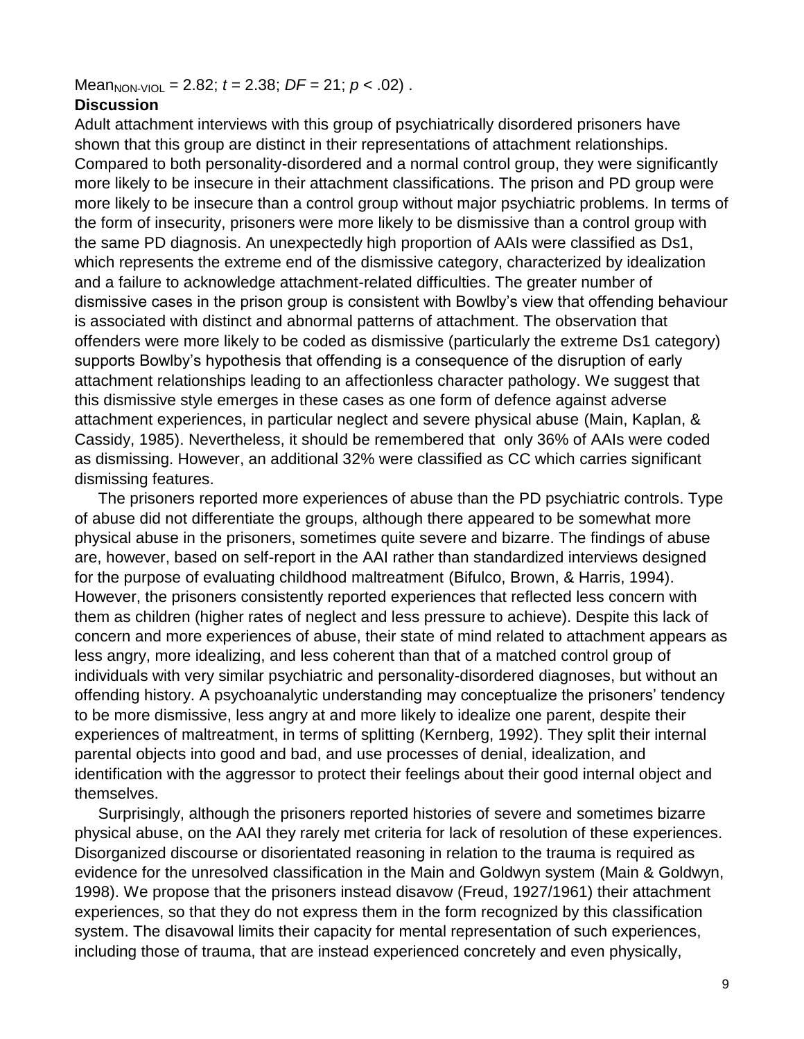$Mean_{NON\text{-}VIOL} = 2.82$; $t = 2.38$; $DF = 21$; $p < .02$) .

## Discussion

Adult attachment interviews with this group of psychiatrically disordered prisoners have shown that this group are distinct in their representations of attachment relationships. Compared to both personality-disordered and a normal control group, they were significantly more likely to be insecure in their attachment classifications. The prison and PD group were more likely to be insecure than a control group without major psychiatric problems. In terms of the form of insecurity, prisoners were more likely to be dismissive than a control group with the same PD diagnosis. An unexpectedly high proportion of AAIs were classified as Ds1, which represents the extreme end of the dismissive category, characterized by idealization and a failure to acknowledge attachment-related difficulties. The greater number of dismissive cases in the prison group is consistent with Bowlby's view that offending behaviour is associated with distinct and abnormal patterns of attachment. The observation that offenders were more likely to be coded as dismissive (particularly the extreme Ds1 category) supports Bowlby's hypothesis that offending is a consequence of the disruption of early attachment relationships leading to an affectionless character pathology. We suggest that this dismissive style emerges in these cases as one form of defence against adverse attachment experiences, in particular neglect and severe physical abuse (Main, Kaplan, & Cassidy, 1985). Nevertheless, it should be remembered that only 36% of AAIs were coded as dismissing. However, an additional 32% were classified as CC which carries significant dismissing features.

The prisoners reported more experiences of abuse than the PD psychiatric controls. Type of abuse did not differentiate the groups, although there appeared to be somewhat more physical abuse in the prisoners, sometimes quite severe and bizarre. The findings of abuse are, however, based on self-report in the AAI rather than standardized interviews designed for the purpose of evaluating childhood maltreatment (Bifulco, Brown, & Harris, 1994). However, the prisoners consistently reported experiences that reflected less concern with them as children (higher rates of neglect and less pressure to achieve). Despite this lack of concern and more experiences of abuse, their state of mind related to attachment appears as less angry, more idealizing, and less coherent than that of a matched control group of individuals with very similar psychiatric and personality-disordered diagnoses, but without an offending history. A psychoanalytic understanding may conceptualize the prisoners' tendency to be more dismissive, less angry at and more likely to idealize one parent, despite their experiences of maltreatment, in terms of splitting (Kernberg, 1992). They split their internal parental objects into good and bad, and use processes of denial, idealization, and identification with the aggressor to protect their feelings about their good internal object and themselves.

Surprisingly, although the prisoners reported histories of severe and sometimes bizarre physical abuse, on the AAI they rarely met criteria for lack of resolution of these experiences. Disorganized discourse or disorientated reasoning in relation to the trauma is required as evidence for the unresolved classification in the Main and Goldwyn system (Main & Goldwyn, 1998). We propose that the prisoners instead disavow (Freud, 1927/1961) their attachment experiences, so that they do not express them in the form recognized by this classification system. The disavowal limits their capacity for mental representation of such experiences, including those of trauma, that are instead experienced concretely and even physically,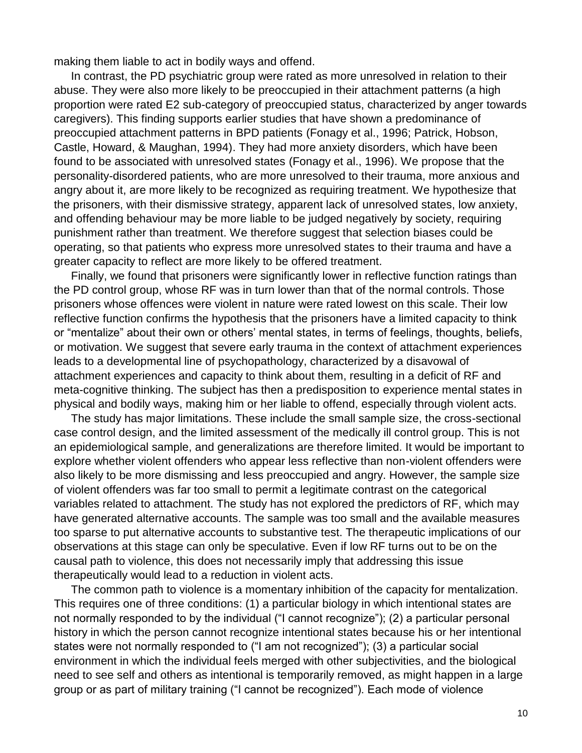making them liable to act in bodily ways and offend.

In contrast, the PD psychiatric group were rated as more unresolved in relation to their abuse. They were also more likely to be preoccupied in their attachment patterns (a high proportion were rated E2 sub-category of preoccupied status, characterized by anger towards caregivers). This finding supports earlier studies that have shown a predominance of preoccupied attachment patterns in BPD patients (Fonagy et al., 1996; Patrick, Hobson, Castle, Howard, & Maughan, 1994). They had more anxiety disorders, which have been found to be associated with unresolved states (Fonagy et al., 1996). We propose that the personality-disordered patients, who are more unresolved to their trauma, more anxious and angry about it, are more likely to be recognized as requiring treatment. We hypothesize that the prisoners, with their dismissive strategy, apparent lack of unresolved states, low anxiety, and offending behaviour may be more liable to be judged negatively by society, requiring punishment rather than treatment. We therefore suggest that selection biases could be operating, so that patients who express more unresolved states to their trauma and have a greater capacity to reflect are more likely to be offered treatment.

Finally, we found that prisoners were significantly lower in reflective function ratings than the PD control group, whose RF was in turn lower than that of the normal controls. Those prisoners whose offences were violent in nature were rated lowest on this scale. Their low reflective function confirms the hypothesis that the prisoners have a limited capacity to think or "mentalize" about their own or others' mental states, in terms of feelings, thoughts, beliefs, or motivation. We suggest that severe early trauma in the context of attachment experiences leads to a developmental line of psychopathology, characterized by a disavowal of attachment experiences and capacity to think about them, resulting in a deficit of RF and meta-cognitive thinking. The subject has then a predisposition to experience mental states in physical and bodily ways, making him or her liable to offend, especially through violent acts.

The study has major limitations. These include the small sample size, the cross-sectional case control design, and the limited assessment of the medically ill control group. This is not an epidemiological sample, and generalizations are therefore limited. It would be important to explore whether violent offenders who appear less reflective than non-violent offenders were also likely to be more dismissing and less preoccupied and angry. However, the sample size of violent offenders was far too small to permit a legitimate contrast on the categorical variables related to attachment. The study has not explored the predictors of RF, which may have generated alternative accounts. The sample was too small and the available measures too sparse to put alternative accounts to substantive test. The therapeutic implications of our observations at this stage can only be speculative. Even if low RF turns out to be on the causal path to violence, this does not necessarily imply that addressing this issue therapeutically would lead to a reduction in violent acts.

The common path to violence is a momentary inhibition of the capacity for mentalization. This requires one of three conditions: (1) a particular biology in which intentional states are not normally responded to by the individual ("I cannot recognize"); (2) a particular personal history in which the person cannot recognize intentional states because his or her intentional states were not normally responded to ("I am not recognized"); (3) a particular social environment in which the individual feels merged with other subjectivities, and the biological need to see self and others as intentional is temporarily removed, as might happen in a large group or as part of military training ("I cannot be recognized"). Each mode of violence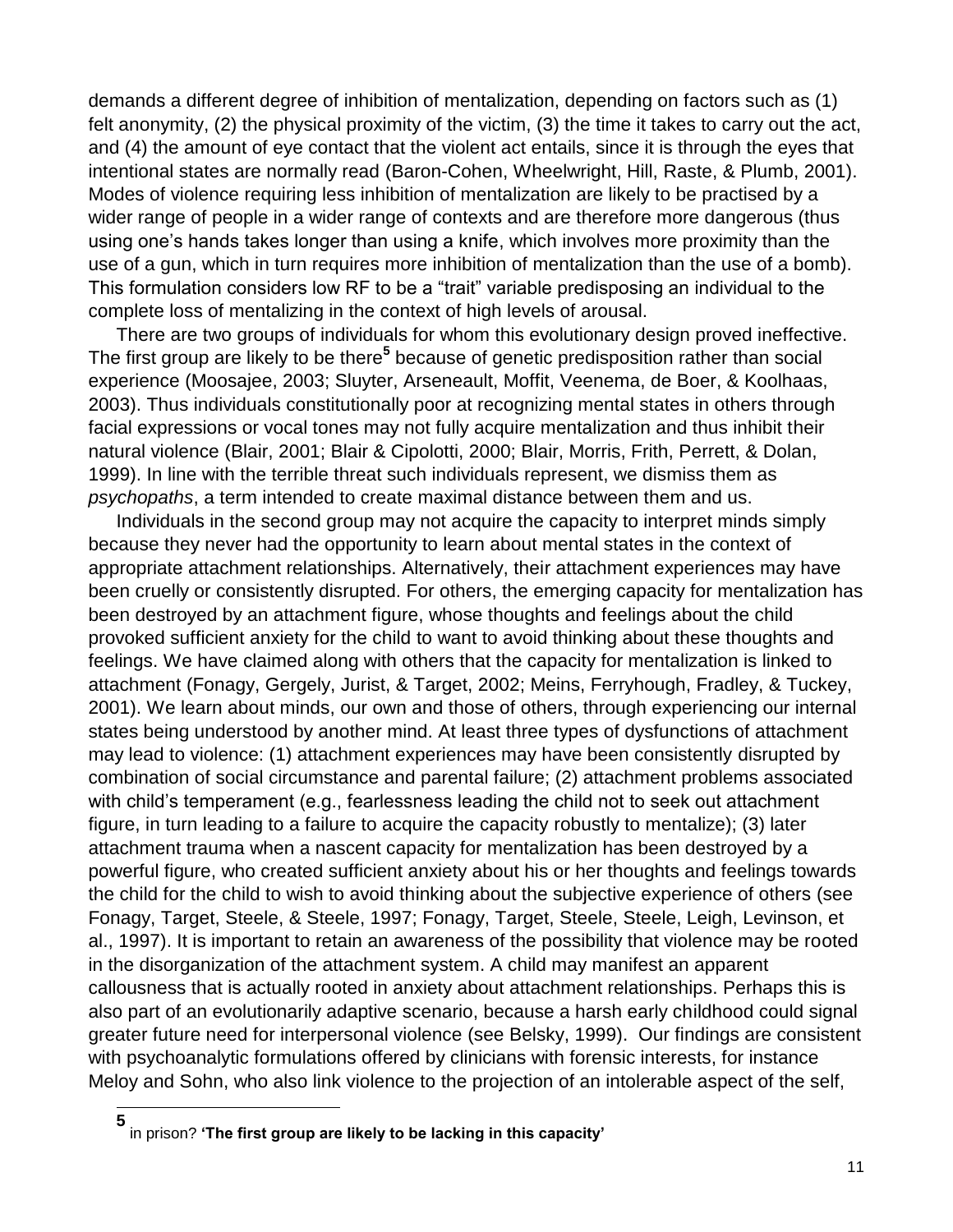demands a different degree of inhibition of mentalization, depending on factors such as (1) felt anonymity, (2) the physical proximity of the victim, (3) the time it takes to carry out the act, and (4) the amount of eye contact that the violent act entails, since it is through the eyes that intentional states are normally read (Baron-Cohen, Wheelwright, Hill, Raste, & Plumb, 2001). Modes of violence requiring less inhibition of mentalization are likely to be practised by a wider range of people in a wider range of contexts and are therefore more dangerous (thus using one's hands takes longer than using a knife, which involves more proximity than the use of a gun, which in turn requires more inhibition of mentalization than the use of a bomb). This formulation considers low RF to be a "trait" variable predisposing an individual to the complete loss of mentalizing in the context of high levels of arousal.

There are two groups of individuals for whom this evolutionary design proved ineffective. The first group are likely to be there[5] because of genetic predisposition rather than social experience (Moosajee, 2003; Sluyter, Arseneault, Moffit, Veenema, de Boer, & Koolhaas, 2003). Thus individuals constitutionally poor at recognizing mental states in others through facial expressions or vocal tones may not fully acquire mentalization and thus inhibit their natural violence (Blair, 2001; Blair & Cipolotti, 2000; Blair, Morris, Frith, Perrett, & Dolan, 1999). In line with the terrible threat such individuals represent, we dismiss them as *psychopaths*, a term intended to create maximal distance between them and us.

Individuals in the second group may not acquire the capacity to interpret minds simply because they never had the opportunity to learn about mental states in the context of appropriate attachment relationships. Alternatively, their attachment experiences may have been cruelly or consistently disrupted. For others, the emerging capacity for mentalization has been destroyed by an attachment figure, whose thoughts and feelings about the child provoked sufficient anxiety for the child to want to avoid thinking about these thoughts and feelings. We have claimed along with others that the capacity for mentalization is linked to attachment (Fonagy, Gergely, Jurist, & Target, 2002; Meins, Ferryhough, Fradley, & Tuckey, 2001). We learn about minds, our own and those of others, through experiencing our internal states being understood by another mind. At least three types of dysfunctions of attachment may lead to violence: (1) attachment experiences may have been consistently disrupted by combination of social circumstance and parental failure; (2) attachment problems associated with child's temperament (e.g., fearlessness leading the child not to seek out attachment figure, in turn leading to a failure to acquire the capacity robustly to mentalize); (3) later attachment trauma when a nascent capacity for mentalization has been destroyed by a powerful figure, who created sufficient anxiety about his or her thoughts and feelings towards the child for the child to wish to avoid thinking about the subjective experience of others (see Fonagy, Target, Steele, & Steele, 1997; Fonagy, Target, Steele, Steele, Leigh, Levinson, et al., 1997). It is important to retain an awareness of the possibility that violence may be rooted in the disorganization of the attachment system. A child may manifest an apparent callousness that is actually rooted in anxiety about attachment relationships. Perhaps this is also part of an evolutionarily adaptive scenario, because a harsh early childhood could signal greater future need for interpersonal violence (see Belsky, 1999). Our findings are consistent with psychoanalytic formulations offered by clinicians with forensic interests, for instance Meloy and Sohn, who also link violence to the projection of an intolerable aspect of the self,

---

[5] in prison? **'The first group are likely to be lacking in this capacity'**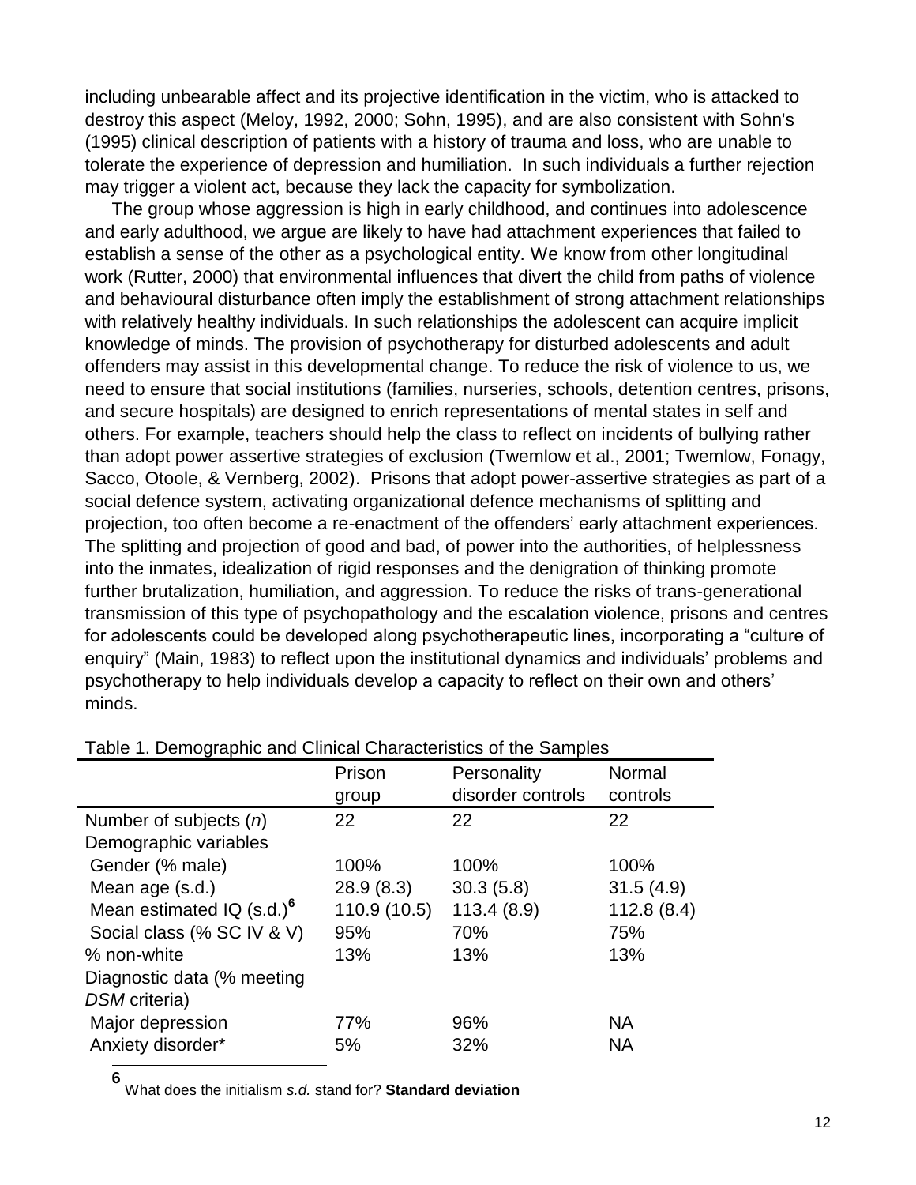including unbearable affect and its projective identification in the victim, who is attacked to destroy this aspect (Meloy, 1992, 2000; Sohn, 1995), and are also consistent with Sohn's (1995) clinical description of patients with a history of trauma and loss, who are unable to tolerate the experience of depression and humiliation. In such individuals a further rejection may trigger a violent act, because they lack the capacity for symbolization.

The group whose aggression is high in early childhood, and continues into adolescence and early adulthood, we argue are likely to have had attachment experiences that failed to establish a sense of the other as a psychological entity. We know from other longitudinal work (Rutter, 2000) that environmental influences that divert the child from paths of violence and behavioural disturbance often imply the establishment of strong attachment relationships with relatively healthy individuals. In such relationships the adolescent can acquire implicit knowledge of minds. The provision of psychotherapy for disturbed adolescents and adult offenders may assist in this developmental change. To reduce the risk of violence to us, we need to ensure that social institutions (families, nurseries, schools, detention centres, prisons, and secure hospitals) are designed to enrich representations of mental states in self and others. For example, teachers should help the class to reflect on incidents of bullying rather than adopt power assertive strategies of exclusion (Twemlow et al., 2001; Twemlow, Fonagy, Sacco, Otoole, & Vernberg, 2002). Prisons that adopt power-assertive strategies as part of a social defence system, activating organizational defence mechanisms of splitting and projection, too often become a re-enactment of the offenders' early attachment experiences. The splitting and projection of good and bad, of power into the authorities, of helplessness into the inmates, idealization of rigid responses and the denigration of thinking promote further brutalization, humiliation, and aggression. To reduce the risks of trans-generational transmission of this type of psychopathology and the escalation violence, prisons and centres for adolescents could be developed along psychotherapeutic lines, incorporating a "culture of enquiry" (Main, 1983) to reflect upon the institutional dynamics and individuals' problems and psychotherapy to help individuals develop a capacity to reflect on their own and others' minds.

Table 1. Demographic and Clinical Characteristics of the Samples

| | Prison group | Personality disorder controls | Normal controls |
|---|---|---|---|
| Number of subjects (*n*) | 22 | 22 | 22 |
| Demographic variables | | | |
| Gender (% male) | 100% | 100% | 100% |
| Mean age (s.d.) | 28.9 (8.3) | 30.3 (5.8) | 31.5 (4.9) |
| Mean estimated IQ (s.d.)[6] | 110.9 (10.5) | 113.4 (8.9) | 112.8 (8.4) |
| Social class (% SC IV & V) | 95% | 70% | 75% |
| % non-white | 13% | 13% | 13% |
| Diagnostic data (% meeting *DSM* criteria) | | | |
| Major depression | 77% | 96% | NA |
| Anxiety disorder* | 5% | 32% | NA |

[6] What does the initialism *s.d.* stand for? **Standard deviation**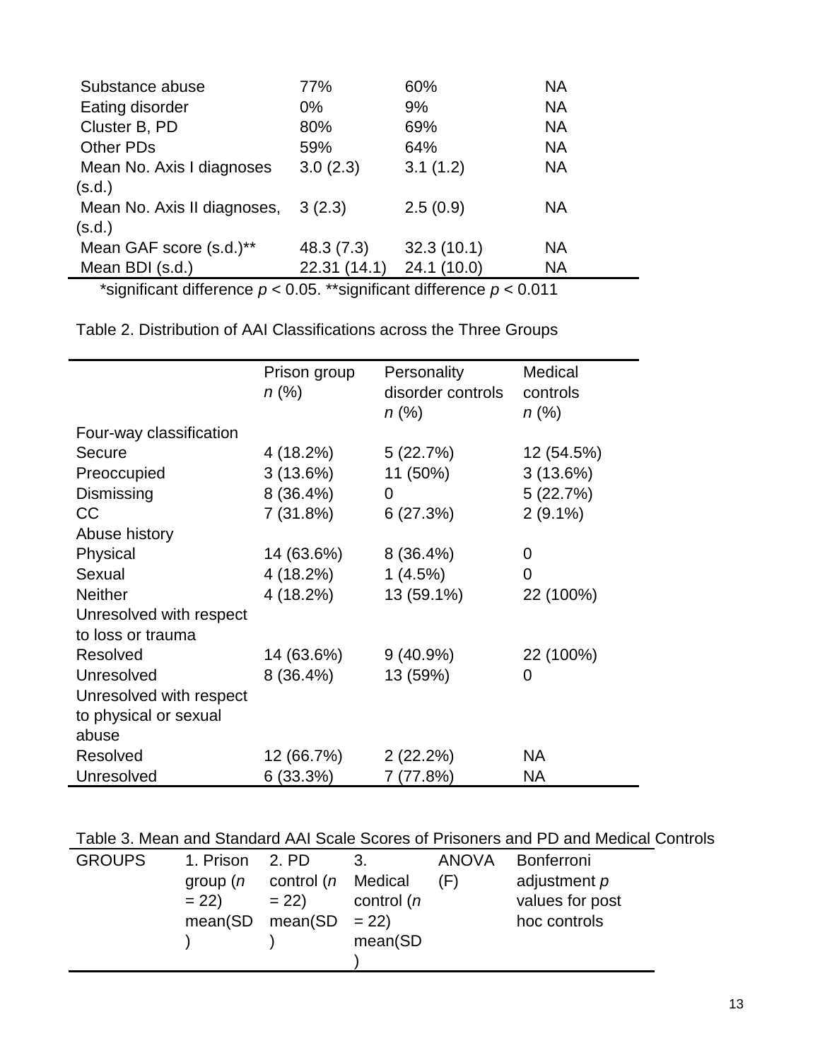| | | | |
|---|---|---|---|
| Substance abuse | 77% | 60% | NA |
| Eating disorder | 0% | 9% | NA |
| Cluster B, PD | 80% | 69% | NA |
| Other PDs | 59% | 64% | NA |
| Mean No. Axis I diagnoses (s.d.) | 3.0 (2.3) | 3.1 (1.2) | NA |
| Mean No. Axis II diagnoses, (s.d.) | 3 (2.3) | 2.5 (0.9) | NA |
| Mean GAF score (s.d.)** | 48.3 (7.3) | 32.3 (10.1) | NA |
| Mean BDI (s.d.) | 22.31 (14.1) | 24.1 (10.0) | NA |

*significant difference $p < 0.05$. **significant difference $p < 0.011$

Table 2. Distribution of AAI Classifications across the Three Groups

| | Prison group *n* (%) | Personality disorder controls *n* (%) | Medical controls *n* (%) |
|---|---|---|---|
| Four-way classification | | | |
| Secure | 4 (18.2%) | 5 (22.7%) | 12 (54.5%) |
| Preoccupied | 3 (13.6%) | 11 (50%) | 3 (13.6%) |
| Dismissing | 8 (36.4%) | 0 | 5 (22.7%) |
| CC | 7 (31.8%) | 6 (27.3%) | 2 (9.1%) |
| Abuse history | | | |
| Physical | 14 (63.6%) | 8 (36.4%) | 0 |
| Sexual | 4 (18.2%) | 1 (4.5%) | 0 |
| Neither | 4 (18.2%) | 13 (59.1%) | 22 (100%) |
| Unresolved with respect to loss or trauma | | | |
| Resolved | 14 (63.6%) | 9 (40.9%) | 22 (100%) |
| Unresolved | 8 (36.4%) | 13 (59%) | 0 |
| Unresolved with respect to physical or sexual abuse | | | |
| Resolved | 12 (66.7%) | 2 (22.2%) | NA |
| Unresolved | 6 (33.3%) | 7 (77.8%) | NA |

Table 3. Mean and Standard AAI Scale Scores of Prisoners and PD and Medical Controls

| GROUPS | 1. Prison group (*n* = 22) mean(SD) | 2. PD control (*n* = 22) mean(SD) | 3. Medical control (*n* = 22) mean(SD) | ANOVA (F) | Bonferroni adjustment *p* values for post hoc controls |
|---|---|---|---|---|---|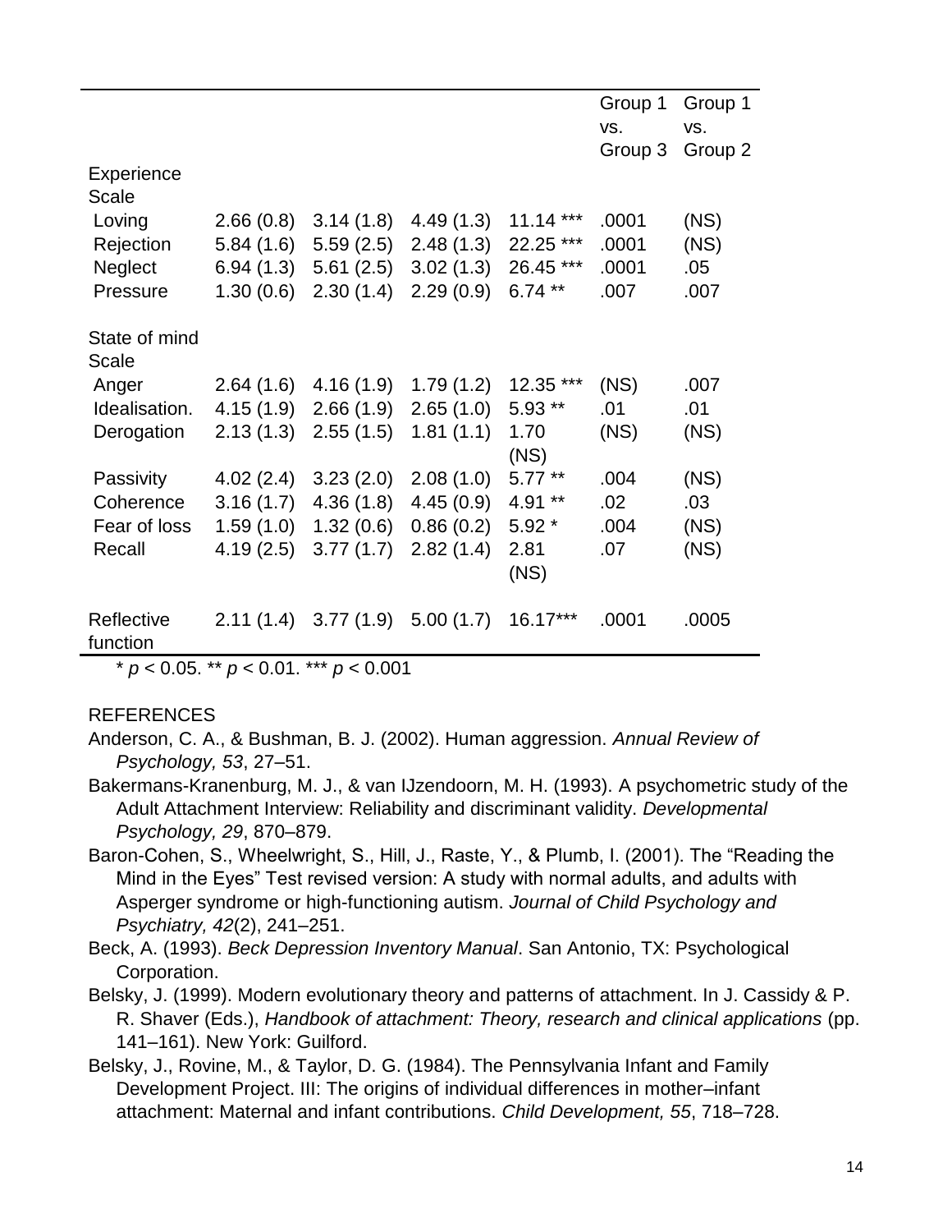| | | | | | Group 1 vs. Group 3 | Group 1 vs. Group 2 |
|---|---|---|---|---|---|---|
| Experience Scale | | | | | | |
| Loving | 2.66 (0.8) | 3.14 (1.8) | 4.49 (1.3) | 11.14 *** | .0001 | (NS) |
| Rejection | 5.84 (1.6) | 5.59 (2.5) | 2.48 (1.3) | 22.25 *** | .0001 | (NS) |
| Neglect | 6.94 (1.3) | 5.61 (2.5) | 3.02 (1.3) | 26.45 *** | .0001 | .05 |
| Pressure | 1.30 (0.6) | 2.30 (1.4) | 2.29 (0.9) | 6.74 ** | .007 | .007 |
| State of mind Scale | | | | | | |
| Anger | 2.64 (1.6) | 4.16 (1.9) | 1.79 (1.2) | 12.35 *** | (NS) | .007 |
| Idealisation. | 4.15 (1.9) | 2.66 (1.9) | 2.65 (1.0) | 5.93 ** | .01 | .01 |
| Derogation | 2.13 (1.3) | 2.55 (1.5) | 1.81 (1.1) | 1.70 (NS) | (NS) | (NS) |
| Passivity | 4.02 (2.4) | 3.23 (2.0) | 2.08 (1.0) | 5.77 ** | .004 | (NS) |
| Coherence | 3.16 (1.7) | 4.36 (1.8) | 4.45 (0.9) | 4.91 ** | .02 | .03 |
| Fear of loss | 1.59 (1.0) | 1.32 (0.6) | 0.86 (0.2) | 5.92 * | .004 | (NS) |
| Recall | 4.19 (2.5) | 3.77 (1.7) | 2.82 (1.4) | 2.81 (NS) | .07 | (NS) |
| Reflective function | 2.11 (1.4) | 3.77 (1.9) | 5.00 (1.7) | 16.17*** | .0001 | .0005 |

* $p < 0.05$. ** $p < 0.01$. *** $p < 0.001$

REFERENCES

Anderson, C. A., & Bushman, B. J. (2002). Human aggression. *Annual Review of Psychology, 53*, 27–51.

Bakermans-Kranenburg, M. J., & van IJzendoorn, M. H. (1993). A psychometric study of the Adult Attachment Interview: Reliability and discriminant validity. *Developmental Psychology, 29*, 870–879.

Baron-Cohen, S., Wheelwright, S., Hill, J., Raste, Y., & Plumb, I. (2001). The "Reading the Mind in the Eyes" Test revised version: A study with normal adults, and adults with Asperger syndrome or high-functioning autism. *Journal of Child Psychology and Psychiatry, 42*(2), 241–251.

Beck, A. (1993). *Beck Depression Inventory Manual*. San Antonio, TX: Psychological Corporation.

Belsky, J. (1999). Modern evolutionary theory and patterns of attachment. In J. Cassidy & P. R. Shaver (Eds.), *Handbook of attachment: Theory, research and clinical applications* (pp. 141–161). New York: Guilford.

Belsky, J., Rovine, M., & Taylor, D. G. (1984). The Pennsylvania Infant and Family Development Project. III: The origins of individual differences in mother–infant attachment: Maternal and infant contributions. *Child Development, 55*, 718–728.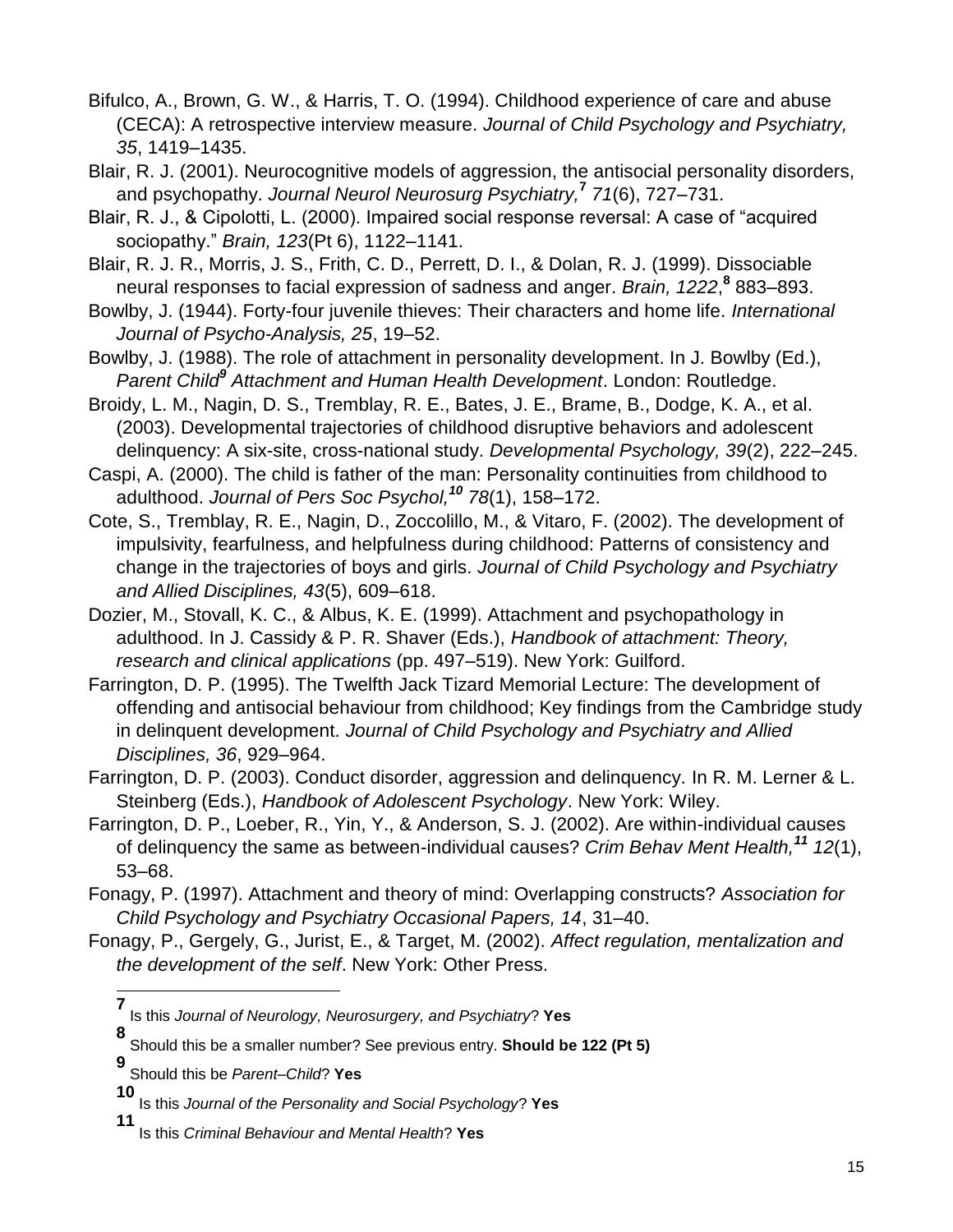Bifulco, A., Brown, G. W., & Harris, T. O. (1994). Childhood experience of care and abuse (CECA): A retrospective interview measure. *Journal of Child Psychology and Psychiatry, 35*, 1419–1435.

Blair, R. J. (2001). Neurocognitive models of aggression, the antisocial personality disorders, and psychopathy. *Journal Neurol Neurosurg Psychiatry,*[7] *71*(6), 727–731.

Blair, R. J., & Cipolotti, L. (2000). Impaired social response reversal: A case of "acquired sociopathy." *Brain, 123*(Pt 6), 1122–1141.

Blair, R. J. R., Morris, J. S., Frith, C. D., Perrett, D. I., & Dolan, R. J. (1999). Dissociable neural responses to facial expression of sadness and anger. *Brain, 1222*,[8] 883–893.

Bowlby, J. (1944). Forty-four juvenile thieves: Their characters and home life. *International Journal of Psycho-Analysis, 25*, 19–52.

Bowlby, J. (1988). The role of attachment in personality development. In J. Bowlby (Ed.), *Parent Child*[9] *Attachment and Human Health Development*. London: Routledge.

Broidy, L. M., Nagin, D. S., Tremblay, R. E., Bates, J. E., Brame, B., Dodge, K. A., et al. (2003). Developmental trajectories of childhood disruptive behaviors and adolescent delinquency: A six-site, cross-national study. *Developmental Psychology, 39*(2), 222–245.

Caspi, A. (2000). The child is father of the man: Personality continuities from childhood to adulthood. *Journal of Pers Soc Psychol,*[10] *78*(1), 158–172.

Cote, S., Tremblay, R. E., Nagin, D., Zoccolillo, M., & Vitaro, F. (2002). The development of impulsivity, fearfulness, and helpfulness during childhood: Patterns of consistency and change in the trajectories of boys and girls. *Journal of Child Psychology and Psychiatry and Allied Disciplines, 43*(5), 609–618.

Dozier, M., Stovall, K. C., & Albus, K. E. (1999). Attachment and psychopathology in adulthood. In J. Cassidy & P. R. Shaver (Eds.), *Handbook of attachment: Theory, research and clinical applications* (pp. 497–519). New York: Guilford.

Farrington, D. P. (1995). The Twelfth Jack Tizard Memorial Lecture: The development of offending and antisocial behaviour from childhood; Key findings from the Cambridge study in delinquent development. *Journal of Child Psychology and Psychiatry and Allied Disciplines, 36*, 929–964.

Farrington, D. P. (2003). Conduct disorder, aggression and delinquency. In R. M. Lerner & L. Steinberg (Eds.), *Handbook of Adolescent Psychology*. New York: Wiley.

Farrington, D. P., Loeber, R., Yin, Y., & Anderson, S. J. (2002). Are within-individual causes of delinquency the same as between-individual causes? *Crim Behav Ment Health,*[11] *12*(1), 53–68.

Fonagy, P. (1997). Attachment and theory of mind: Overlapping constructs? *Association for Child Psychology and Psychiatry Occasional Papers, 14*, 31–40.

Fonagy, P., Gergely, G., Jurist, E., & Target, M. (2002). *Affect regulation, mentalization and the development of the self*. New York: Other Press.

---

[7] Is this *Journal of Neurology, Neurosurgery, and Psychiatry*? **Yes**

[8] Should this be a smaller number? See previous entry. **Should be 122 (Pt 5)**

[9] Should this be *Parent–Child*? **Yes**

[10] Is this *Journal of the Personality and Social Psychology*? **Yes**

[11] Is this *Criminal Behaviour and Mental Health*? **Yes**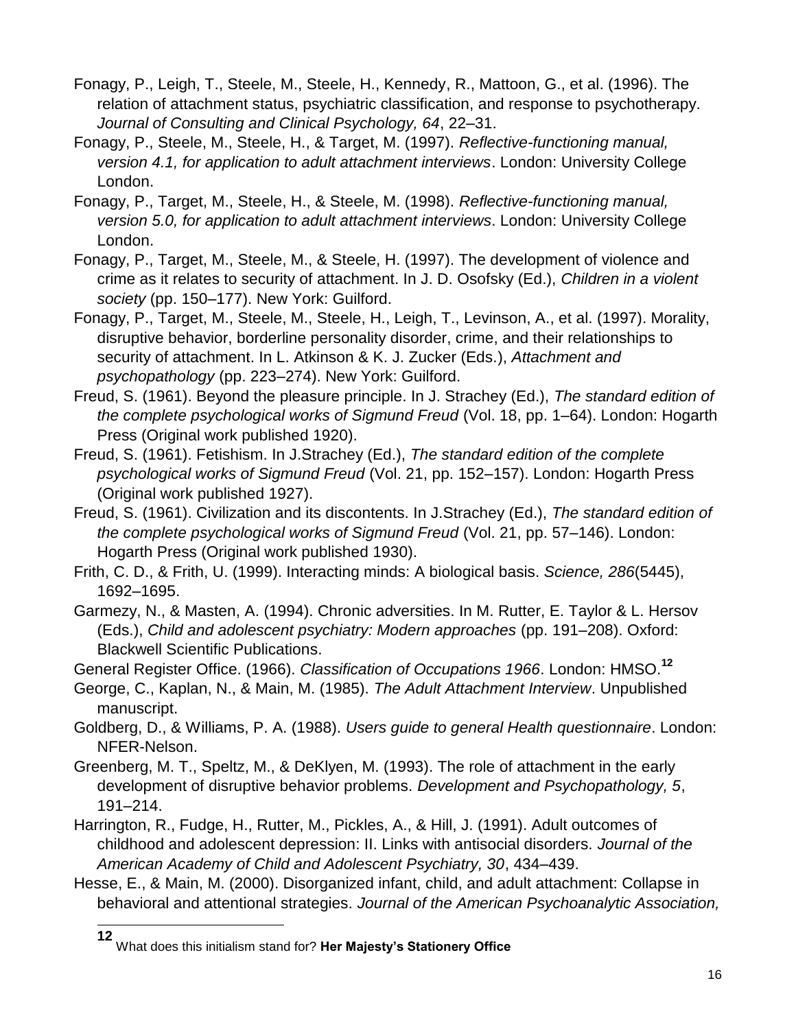Fonagy, P., Leigh, T., Steele, M., Steele, H., Kennedy, R., Mattoon, G., et al. (1996). The relation of attachment status, psychiatric classification, and response to psychotherapy. *Journal of Consulting and Clinical Psychology, 64*, 22–31.

Fonagy, P., Steele, M., Steele, H., & Target, M. (1997). *Reflective-functioning manual, version 4.1, for application to adult attachment interviews*. London: University College London.

Fonagy, P., Target, M., Steele, H., & Steele, M. (1998). *Reflective-functioning manual, version 5.0, for application to adult attachment interviews*. London: University College London.

Fonagy, P., Target, M., Steele, M., & Steele, H. (1997). The development of violence and crime as it relates to security of attachment. In J. D. Osofsky (Ed.), *Children in a violent society* (pp. 150–177). New York: Guilford.

Fonagy, P., Target, M., Steele, M., Steele, H., Leigh, T., Levinson, A., et al. (1997). Morality, disruptive behavior, borderline personality disorder, crime, and their relationships to security of attachment. In L. Atkinson & K. J. Zucker (Eds.), *Attachment and psychopathology* (pp. 223–274). New York: Guilford.

Freud, S. (1961). Beyond the pleasure principle. In J. Strachey (Ed.), *The standard edition of the complete psychological works of Sigmund Freud* (Vol. 18, pp. 1–64). London: Hogarth Press (Original work published 1920).

Freud, S. (1961). Fetishism. In J.Strachey (Ed.), *The standard edition of the complete psychological works of Sigmund Freud* (Vol. 21, pp. 152–157). London: Hogarth Press (Original work published 1927).

Freud, S. (1961). Civilization and its discontents. In J.Strachey (Ed.), *The standard edition of the complete psychological works of Sigmund Freud* (Vol. 21, pp. 57–146). London: Hogarth Press (Original work published 1930).

Frith, C. D., & Frith, U. (1999). Interacting minds: A biological basis. *Science, 286*(5445), 1692–1695.

Garmezy, N., & Masten, A. (1994). Chronic adversities. In M. Rutter, E. Taylor & L. Hersov (Eds.), *Child and adolescent psychiatry: Modern approaches* (pp. 191–208). Oxford: Blackwell Scientific Publications.

General Register Office. (1966). *Classification of Occupations 1966*. London: HMSO.[12]

George, C., Kaplan, N., & Main, M. (1985). *The Adult Attachment Interview*. Unpublished manuscript.

Goldberg, D., & Williams, P. A. (1988). *Users guide to general Health questionnaire*. London: NFER-Nelson.

Greenberg, M. T., Speltz, M., & DeKlyen, M. (1993). The role of attachment in the early development of disruptive behavior problems. *Development and Psychopathology, 5*, 191–214.

Harrington, R., Fudge, H., Rutter, M., Pickles, A., & Hill, J. (1991). Adult outcomes of childhood and adolescent depression: II. Links with antisocial disorders. *Journal of the American Academy of Child and Adolescent Psychiatry, 30*, 434–439.

Hesse, E., & Main, M. (2000). Disorganized infant, child, and adult attachment: Collapse in behavioral and attentional strategies. *Journal of the American Psychoanalytic Association,*

---

[12] What does this initialism stand for? **Her Majesty's Stationery Office**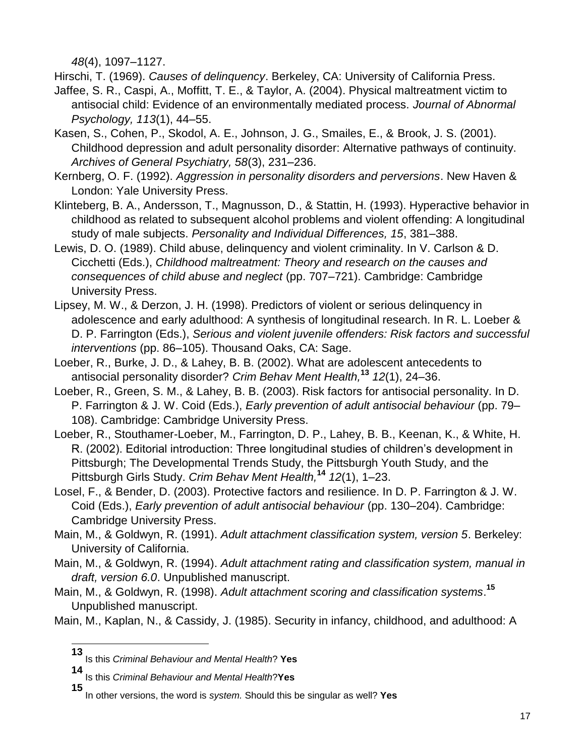*48*(4), 1097–1127.

Hirschi, T. (1969). *Causes of delinquency*. Berkeley, CA: University of California Press.

Jaffee, S. R., Caspi, A., Moffitt, T. E., & Taylor, A. (2004). Physical maltreatment victim to antisocial child: Evidence of an environmentally mediated process. *Journal of Abnormal Psychology, 113*(1), 44–55.

Kasen, S., Cohen, P., Skodol, A. E., Johnson, J. G., Smailes, E., & Brook, J. S. (2001). Childhood depression and adult personality disorder: Alternative pathways of continuity. *Archives of General Psychiatry, 58*(3), 231–236.

Kernberg, O. F. (1992). *Aggression in personality disorders and perversions*. New Haven & London: Yale University Press.

Klinteberg, B. A., Andersson, T., Magnusson, D., & Stattin, H. (1993). Hyperactive behavior in childhood as related to subsequent alcohol problems and violent offending: A longitudinal study of male subjects. *Personality and Individual Differences, 15*, 381–388.

Lewis, D. O. (1989). Child abuse, delinquency and violent criminality. In V. Carlson & D. Cicchetti (Eds.), *Childhood maltreatment: Theory and research on the causes and consequences of child abuse and neglect* (pp. 707–721). Cambridge: Cambridge University Press.

Lipsey, M. W., & Derzon, J. H. (1998). Predictors of violent or serious delinquency in adolescence and early adulthood: A synthesis of longitudinal research. In R. L. Loeber & D. P. Farrington (Eds.), *Serious and violent juvenile offenders: Risk factors and successful interventions* (pp. 86–105). Thousand Oaks, CA: Sage.

Loeber, R., Burke, J. D., & Lahey, B. B. (2002). What are adolescent antecedents to antisocial personality disorder? *Crim Behav Ment Health,*[13] *12*(1), 24–36.

Loeber, R., Green, S. M., & Lahey, B. B. (2003). Risk factors for antisocial personality. In D. P. Farrington & J. W. Coid (Eds.), *Early prevention of adult antisocial behaviour* (pp. 79–108). Cambridge: Cambridge University Press.

Loeber, R., Stouthamer-Loeber, M., Farrington, D. P., Lahey, B. B., Keenan, K., & White, H. R. (2002). Editorial introduction: Three longitudinal studies of children's development in Pittsburgh; The Developmental Trends Study, the Pittsburgh Youth Study, and the Pittsburgh Girls Study. *Crim Behav Ment Health,*[14] *12*(1), 1–23.

Losel, F., & Bender, D. (2003). Protective factors and resilience. In D. P. Farrington & J. W. Coid (Eds.), *Early prevention of adult antisocial behaviour* (pp. 130–204). Cambridge: Cambridge University Press.

Main, M., & Goldwyn, R. (1991). *Adult attachment classification system, version 5*. Berkeley: University of California.

Main, M., & Goldwyn, R. (1994). *Adult attachment rating and classification system, manual in draft, version 6.0*. Unpublished manuscript.

Main, M., & Goldwyn, R. (1998). *Adult attachment scoring and classification systems*.[15] Unpublished manuscript.

Main, M., Kaplan, N., & Cassidy, J. (1985). Security in infancy, childhood, and adulthood: A

---

[13] Is this *Criminal Behaviour and Mental Health*? **Yes**

[14] Is this *Criminal Behaviour and Mental Health*?**Yes**

[15] In other versions, the word is *system.* Should this be singular as well? **Yes**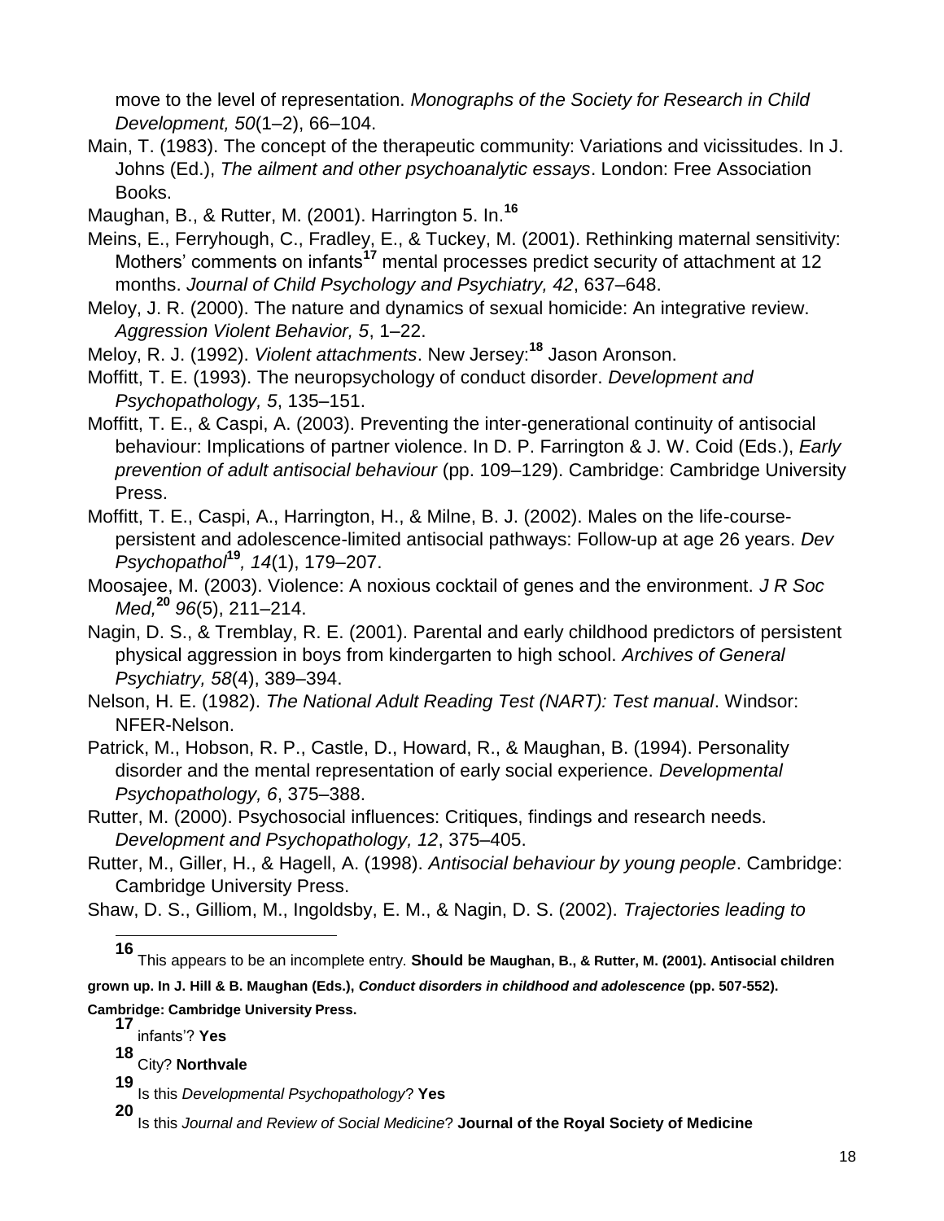move to the level of representation. *Monographs of the Society for Research in Child Development, 50*(1–2), 66–104.

Main, T. (1983). The concept of the therapeutic community: Variations and vicissitudes. In J. Johns (Ed.), *The ailment and other psychoanalytic essays*. London: Free Association Books.

Maughan, B., & Rutter, M. (2001). Harrington 5. In.[16]

Meins, E., Ferryhough, C., Fradley, E., & Tuckey, M. (2001). Rethinking maternal sensitivity: Mothers' comments on infants[17] mental processes predict security of attachment at 12 months. *Journal of Child Psychology and Psychiatry, 42*, 637–648.

Meloy, J. R. (2000). The nature and dynamics of sexual homicide: An integrative review. *Aggression Violent Behavior, 5*, 1–22.

Meloy, R. J. (1992). *Violent attachments*. New Jersey:[18] Jason Aronson.

Moffitt, T. E. (1993). The neuropsychology of conduct disorder. *Development and Psychopathology, 5*, 135–151.

Moffitt, T. E., & Caspi, A. (2003). Preventing the inter-generational continuity of antisocial behaviour: Implications of partner violence. In D. P. Farrington & J. W. Coid (Eds.), *Early prevention of adult antisocial behaviour* (pp. 109–129). Cambridge: Cambridge University Press.

Moffitt, T. E., Caspi, A., Harrington, H., & Milne, B. J. (2002). Males on the life-course-persistent and adolescence-limited antisocial pathways: Follow-up at age 26 years. *Dev Psychopathol*[19]*, 14*(1), 179–207.

Moosajee, M. (2003). Violence: A noxious cocktail of genes and the environment. *J R Soc Med,*[20] *96*(5), 211–214.

Nagin, D. S., & Tremblay, R. E. (2001). Parental and early childhood predictors of persistent physical aggression in boys from kindergarten to high school. *Archives of General Psychiatry, 58*(4), 389–394.

Nelson, H. E. (1982). *The National Adult Reading Test (NART): Test manual*. Windsor: NFER-Nelson.

Patrick, M., Hobson, R. P., Castle, D., Howard, R., & Maughan, B. (1994). Personality disorder and the mental representation of early social experience. *Developmental Psychopathology, 6*, 375–388.

Rutter, M. (2000). Psychosocial influences: Critiques, findings and research needs. *Development and Psychopathology, 12*, 375–405.

Rutter, M., Giller, H., & Hagell, A. (1998). *Antisocial behaviour by young people*. Cambridge: Cambridge University Press.

Shaw, D. S., Gilliom, M., Ingoldsby, E. M., & Nagin, D. S. (2002). *Trajectories leading to*

---

[16] This appears to be an incomplete entry. **Should be Maughan, B., & Rutter, M. (2001). Antisocial children grown up. In J. Hill & B. Maughan (Eds.), *Conduct disorders in childhood and adolescence* (pp. 507-552). Cambridge: Cambridge University Press.**

[17] infants'? **Yes**

[18] City? **Northvale**

[19] Is this *Developmental Psychopathology*? **Yes**

[20] Is this *Journal and Review of Social Medicine*? **Journal of the Royal Society of Medicine**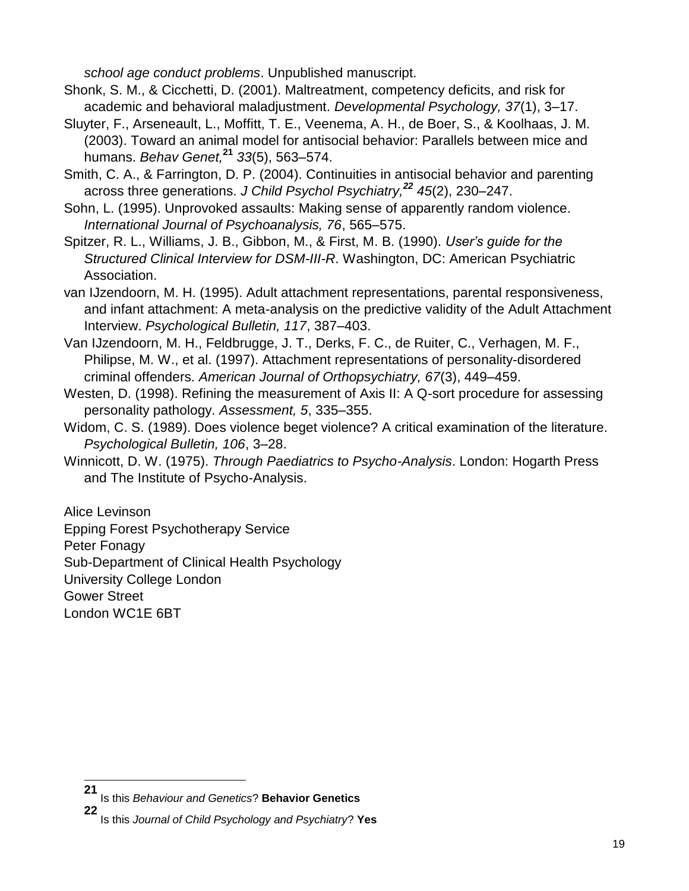*school age conduct problems*. Unpublished manuscript.

Shonk, S. M., & Cicchetti, D. (2001). Maltreatment, competency deficits, and risk for academic and behavioral maladjustment. *Developmental Psychology, 37*(1), 3–17.

Sluyter, F., Arseneault, L., Moffitt, T. E., Veenema, A. H., de Boer, S., & Koolhaas, J. M. (2003). Toward an animal model for antisocial behavior: Parallels between mice and humans. *Behav Genet,*[21] *33*(5), 563–574.

Smith, C. A., & Farrington, D. P. (2004). Continuities in antisocial behavior and parenting across three generations. *J Child Psychol Psychiatry,*[22] *45*(2), 230–247.

Sohn, L. (1995). Unprovoked assaults: Making sense of apparently random violence. *International Journal of Psychoanalysis, 76*, 565–575.

Spitzer, R. L., Williams, J. B., Gibbon, M., & First, M. B. (1990). *User's guide for the Structured Clinical Interview for DSM-III-R*. Washington, DC: American Psychiatric Association.

van IJzendoorn, M. H. (1995). Adult attachment representations, parental responsiveness, and infant attachment: A meta-analysis on the predictive validity of the Adult Attachment Interview. *Psychological Bulletin, 117*, 387–403.

Van IJzendoorn, M. H., Feldbrugge, J. T., Derks, F. C., de Ruiter, C., Verhagen, M. F., Philipse, M. W., et al. (1997). Attachment representations of personality-disordered criminal offenders. *American Journal of Orthopsychiatry, 67*(3), 449–459.

Westen, D. (1998). Refining the measurement of Axis II: A Q-sort procedure for assessing personality pathology. *Assessment, 5*, 335–355.

Widom, C. S. (1989). Does violence beget violence? A critical examination of the literature. *Psychological Bulletin, 106*, 3–28.

Winnicott, D. W. (1975). *Through Paediatrics to Psycho-Analysis*. London: Hogarth Press and The Institute of Psycho-Analysis.

Alice Levinson
Epping Forest Psychotherapy Service
Peter Fonagy
Sub-Department of Clinical Health Psychology
University College London
Gower Street
London WC1E 6BT

---

[21] Is this *Behaviour and Genetics*? **Behavior Genetics**

[22] Is this *Journal of Child Psychology and Psychiatry*? **Yes**